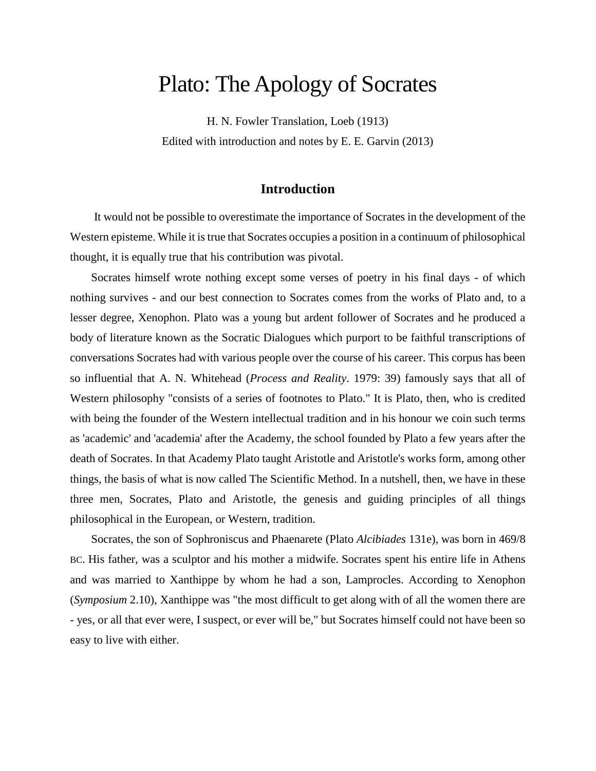# Plato: The Apology of Socrates

H. N. Fowler Translation, Loeb (1913)

Edited with introduction and notes by E. E. Garvin (2013)

## Introduction

It would not be possible to overestimate the importance of Socrates in the development of the Western episteme. While it is true that Socrates occupies a position in a continuum of philosophical thought, it is equally true that his contribution was pivotal.

Socrates himself wrote nothing except some verses of poetry in his final days - of which nothing survives - and our best connection to Socrates comes from the works of Plato and, to a lesser degree, Xenophon. Plato was a young but ardent follower of Socrates and he produced a body of literature known as the Socratic Dialogues which purport to be faithful transcriptions of conversations Socrates had with various people over the course of his career. This corpus has been so influential that A. N. Whitehead (*Process and Reality*. 1979: 39) famously says that all of Western philosophy "consists of a series of footnotes to Plato." It is Plato, then, who is credited with being the founder of the Western intellectual tradition and in his honour we coin such terms as 'academic' and 'academia' after the Academy, the school founded by Plato a few years after the death of Socrates. In that Academy Plato taught Aristotle and Aristotle's works form, among other things, the basis of what is now called The Scientific Method. In a nutshell, then, we have in these three men, Socrates, Plato and Aristotle, the genesis and guiding principles of all things philosophical in the European, or Western, tradition.

Socrates, the son of Sophroniscus and Phaenarete (Plato *Alcibiades* 131e), was born in 469/8 BC. His father, was a sculptor and his mother a midwife. Socrates spent his entire life in Athens and was married to Xanthippe by whom he had a son, Lamprocles. According to Xenophon (*Symposium* 2.10), Xanthippe was "the most difficult to get along with of all the women there are - yes, or all that ever were, I suspect, or ever will be," but Socrates himself could not have been so easy to live with either.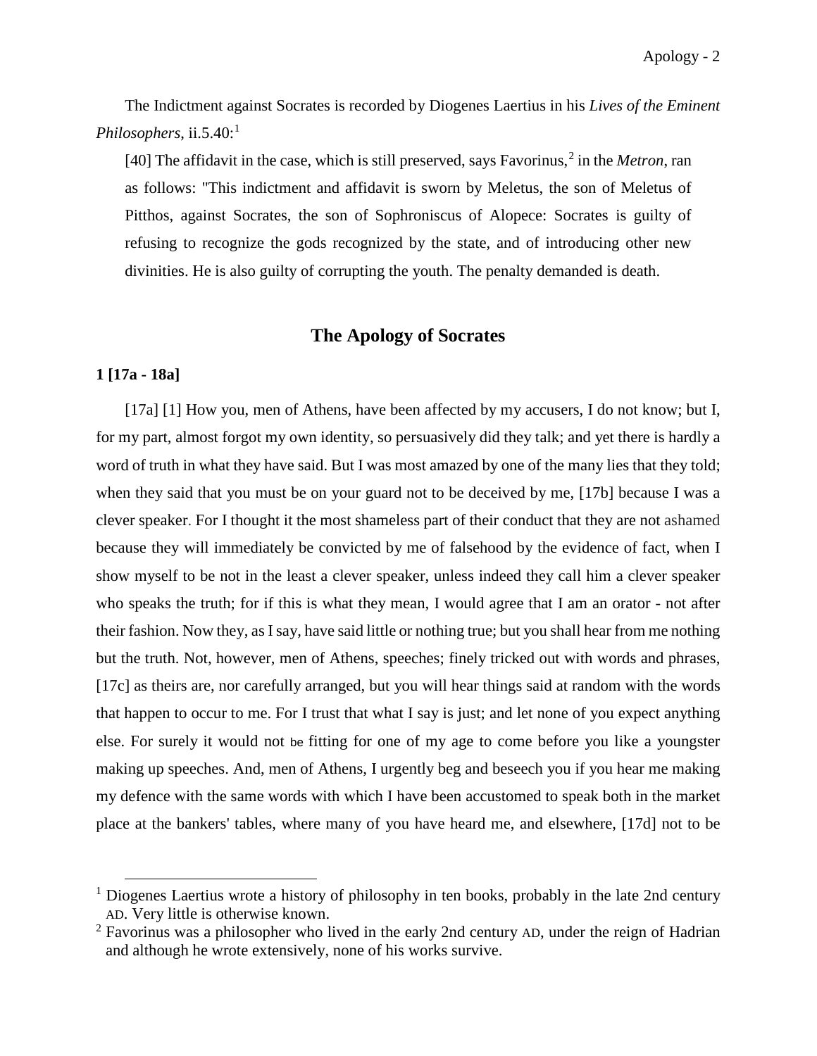The Indictment against Socrates is recorded by Diogenes Laertius in his *Lives of the Eminent Philosophers*, ii.5.40:[1]

> [40] The affidavit in the case, which is still preserved, says Favorinus,[2] in the *Metron*, ran as follows: "This indictment and affidavit is sworn by Meletus, the son of Meletus of Pitthos, against Socrates, the son of Sophroniscus of Alopece: Socrates is guilty of refusing to recognize the gods recognized by the state, and of introducing other new divinities. He is also guilty of corrupting the youth. The penalty demanded is death.

## The Apology of Socrates

**1 [17a - 18a]**

[17a] [1] How you, men of Athens, have been affected by my accusers, I do not know; but I, for my part, almost forgot my own identity, so persuasively did they talk; and yet there is hardly a word of truth in what they have said. But I was most amazed by one of the many lies that they told; when they said that you must be on your guard not to be deceived by me, [17b] because I was a clever speaker. For I thought it the most shameless part of their conduct that they are not ashamed because they will immediately be convicted by me of falsehood by the evidence of fact, when I show myself to be not in the least a clever speaker, unless indeed they call him a clever speaker who speaks the truth; for if this is what they mean, I would agree that I am an orator - not after their fashion. Now they, as I say, have said little or nothing true; but you shall hear from me nothing but the truth. Not, however, men of Athens, speeches; finely tricked out with words and phrases, [17c] as theirs are, nor carefully arranged, but you will hear things said at random with the words that happen to occur to me. For I trust that what I say is just; and let none of you expect anything else. For surely it would not be fitting for one of my age to come before you like a youngster making up speeches. And, men of Athens, I urgently beg and beseech you if you hear me making my defence with the same words with which I have been accustomed to speak both in the market place at the bankers' tables, where many of you have heard me, and elsewhere, [17d] not to be

[1] Diogenes Laertius wrote a history of philosophy in ten books, probably in the late 2nd century AD. Very little is otherwise known.

[2] Favorinus was a philosopher who lived in the early 2nd century AD, under the reign of Hadrian and although he wrote extensively, none of his works survive.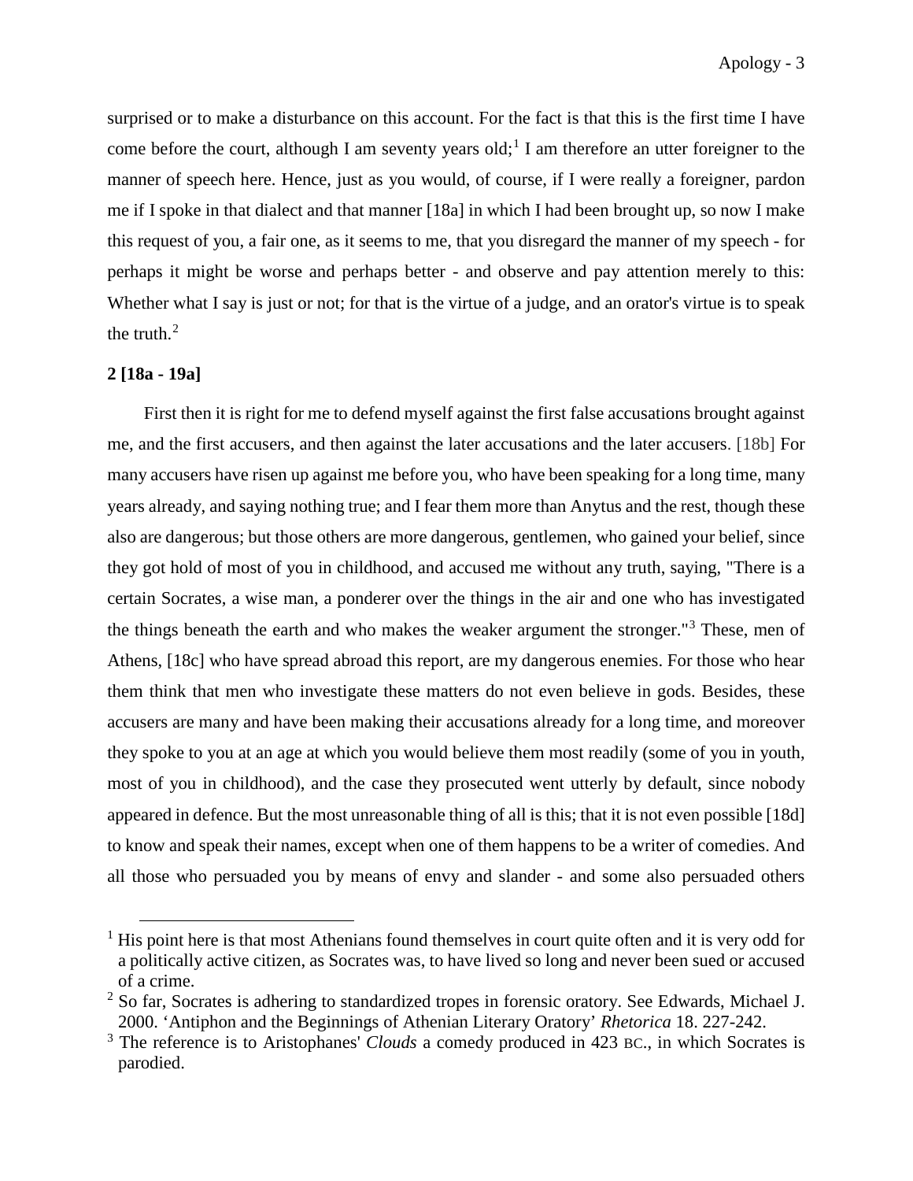surprised or to make a disturbance on this account. For the fact is that this is the first time I have come before the court, although I am seventy years old;[1] I am therefore an utter foreigner to the manner of speech here. Hence, just as you would, of course, if I were really a foreigner, pardon me if I spoke in that dialect and that manner [18a] in which I had been brought up, so now I make this request of you, a fair one, as it seems to me, that you disregard the manner of my speech - for perhaps it might be worse and perhaps better - and observe and pay attention merely to this: Whether what I say is just or not; for that is the virtue of a judge, and an orator's virtue is to speak the truth.[2]

**2 [18a - 19a]**

First then it is right for me to defend myself against the first false accusations brought against me, and the first accusers, and then against the later accusations and the later accusers. [18b] For many accusers have risen up against me before you, who have been speaking for a long time, many years already, and saying nothing true; and I fear them more than Anytus and the rest, though these also are dangerous; but those others are more dangerous, gentlemen, who gained your belief, since they got hold of most of you in childhood, and accused me without any truth, saying, "There is a certain Socrates, a wise man, a ponderer over the things in the air and one who has investigated the things beneath the earth and who makes the weaker argument the stronger."[3] These, men of Athens, [18c] who have spread abroad this report, are my dangerous enemies. For those who hear them think that men who investigate these matters do not even believe in gods. Besides, these accusers are many and have been making their accusations already for a long time, and moreover they spoke to you at an age at which you would believe them most readily (some of you in youth, most of you in childhood), and the case they prosecuted went utterly by default, since nobody appeared in defence. But the most unreasonable thing of all is this; that it is not even possible [18d] to know and speak their names, except when one of them happens to be a writer of comedies. And all those who persuaded you by means of envy and slander - and some also persuaded others

---

[1] His point here is that most Athenians found themselves in court quite often and it is very odd for a politically active citizen, as Socrates was, to have lived so long and never been sued or accused of a crime.

[2] So far, Socrates is adhering to standardized tropes in forensic oratory. See Edwards, Michael J. 2000. 'Antiphon and the Beginnings of Athenian Literary Oratory' *Rhetorica* 18. 227-242.

[3] The reference is to Aristophanes' *Clouds* a comedy produced in 423 BC., in which Socrates is parodied.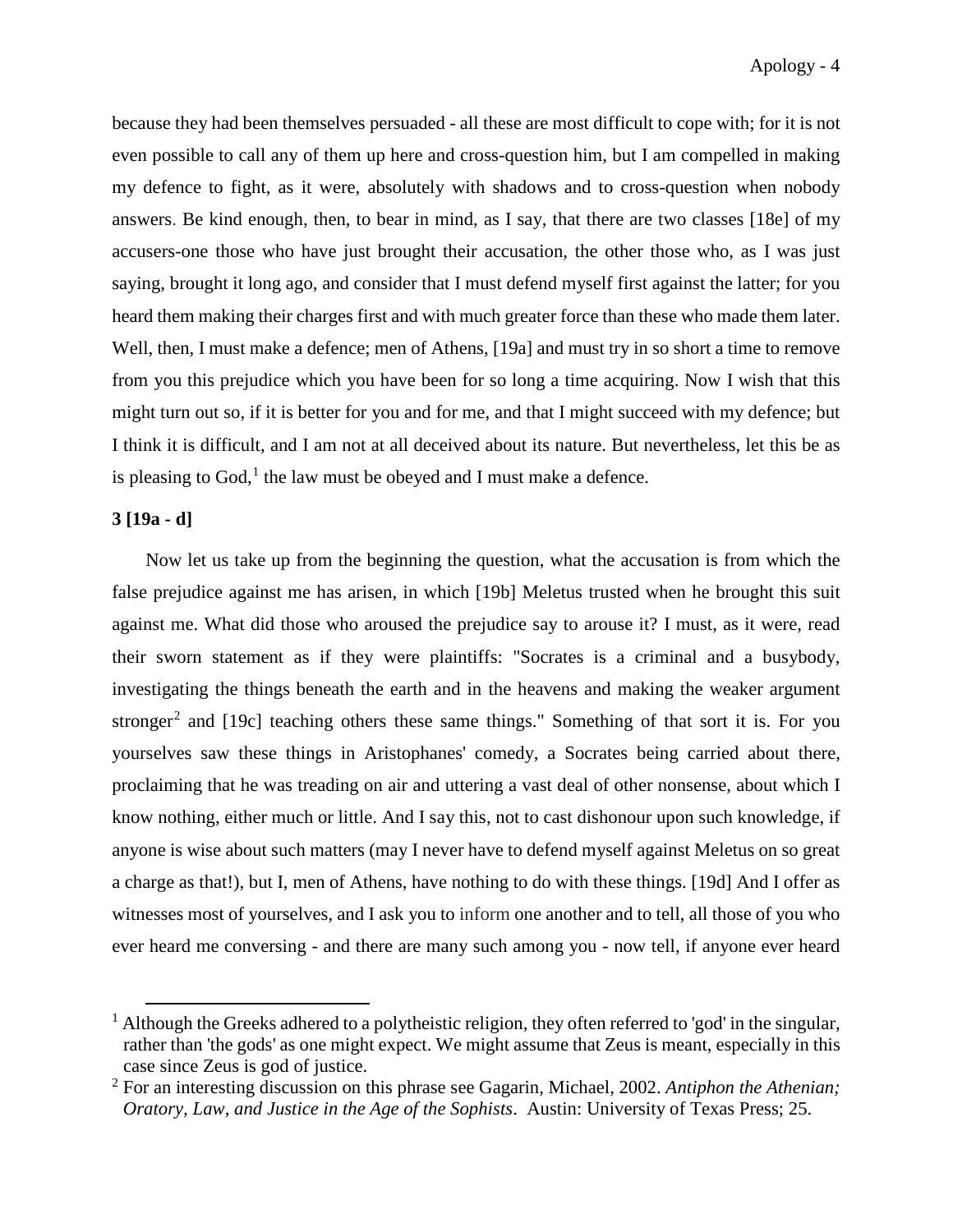because they had been themselves persuaded - all these are most difficult to cope with; for it is not even possible to call any of them up here and cross-question him, but I am compelled in making my defence to fight, as it were, absolutely with shadows and to cross-question when nobody answers. Be kind enough, then, to bear in mind, as I say, that there are two classes [18e] of my accusers-one those who have just brought their accusation, the other those who, as I was just saying, brought it long ago, and consider that I must defend myself first against the latter; for you heard them making their charges first and with much greater force than these who made them later. Well, then, I must make a defence; men of Athens, [19a] and must try in so short a time to remove from you this prejudice which you have been for so long a time acquiring. Now I wish that this might turn out so, if it is better for you and for me, and that I might succeed with my defence; but I think it is difficult, and I am not at all deceived about its nature. But nevertheless, let this be as is pleasing to God,[1] the law must be obeyed and I must make a defence.

**3 [19a - d]**

Now let us take up from the beginning the question, what the accusation is from which the false prejudice against me has arisen, in which [19b] Meletus trusted when he brought this suit against me. What did those who aroused the prejudice say to arouse it? I must, as it were, read their sworn statement as if they were plaintiffs: "Socrates is a criminal and a busybody, investigating the things beneath the earth and in the heavens and making the weaker argument stronger[2] and [19c] teaching others these same things." Something of that sort it is. For you yourselves saw these things in Aristophanes' comedy, a Socrates being carried about there, proclaiming that he was treading on air and uttering a vast deal of other nonsense, about which I know nothing, either much or little. And I say this, not to cast dishonour upon such knowledge, if anyone is wise about such matters (may I never have to defend myself against Meletus on so great a charge as that!), but I, men of Athens, have nothing to do with these things. [19d] And I offer as witnesses most of yourselves, and I ask you to inform one another and to tell, all those of you who ever heard me conversing - and there are many such among you - now tell, if anyone ever heard

---

[1] Although the Greeks adhered to a polytheistic religion, they often referred to 'god' in the singular, rather than 'the gods' as one might expect. We might assume that Zeus is meant, especially in this case since Zeus is god of justice.

[2] For an interesting discussion on this phrase see Gagarin, Michael, 2002. *Antiphon the Athenian; Oratory, Law, and Justice in the Age of the Sophists*. Austin: University of Texas Press; 25.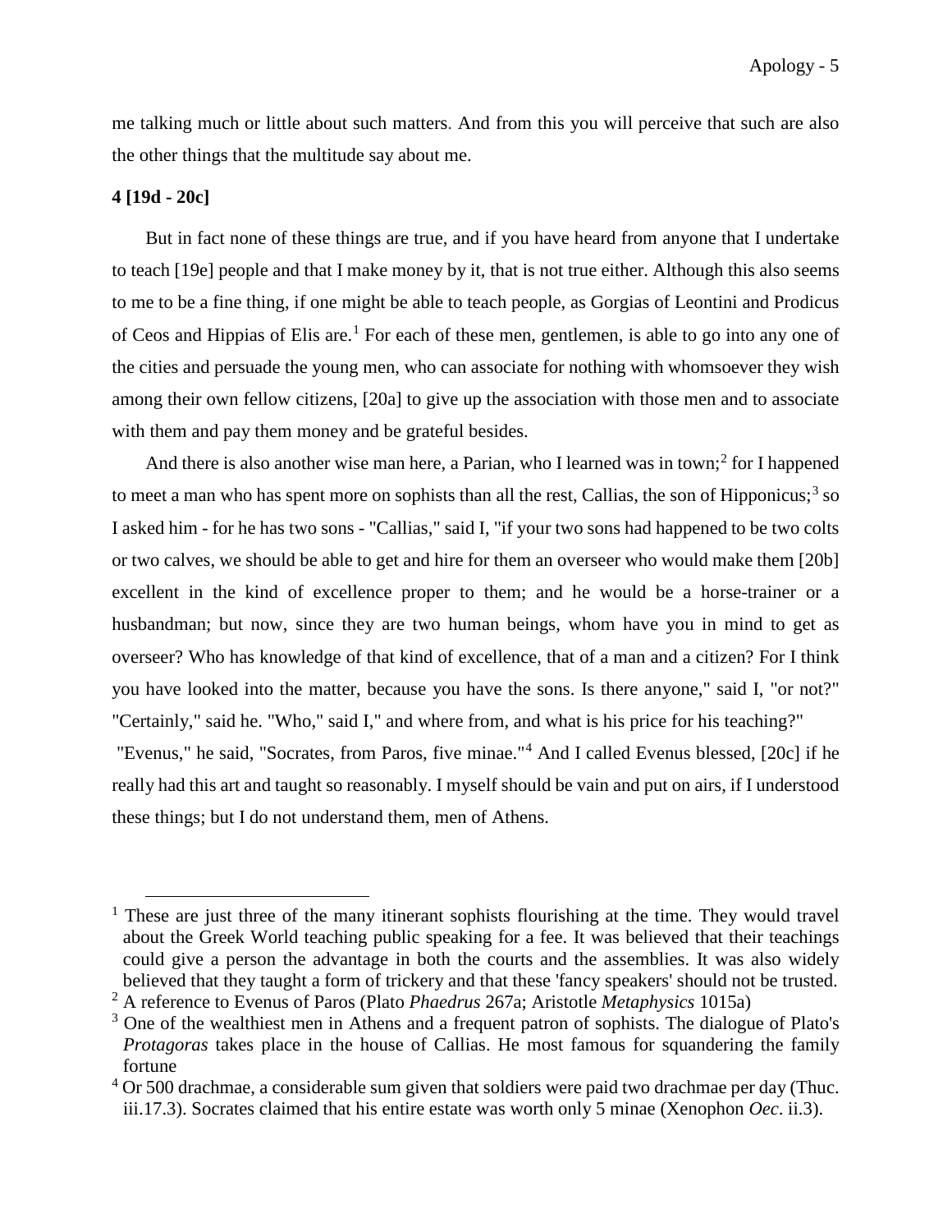me talking much or little about such matters. And from this you will perceive that such are also the other things that the multitude say about me.

**4 [19d - 20c]**

But in fact none of these things are true, and if you have heard from anyone that I undertake to teach [19e] people and that I make money by it, that is not true either. Although this also seems to me to be a fine thing, if one might be able to teach people, as Gorgias of Leontini and Prodicus of Ceos and Hippias of Elis are.[1] For each of these men, gentlemen, is able to go into any one of the cities and persuade the young men, who can associate for nothing with whomsoever they wish among their own fellow citizens, [20a] to give up the association with those men and to associate with them and pay them money and be grateful besides.

And there is also another wise man here, a Parian, who I learned was in town;[2] for I happened to meet a man who has spent more on sophists than all the rest, Callias, the son of Hipponicus;[3] so I asked him - for he has two sons - "Callias," said I, "if your two sons had happened to be two colts or two calves, we should be able to get and hire for them an overseer who would make them [20b] excellent in the kind of excellence proper to them; and he would be a horse-trainer or a husbandman; but now, since they are two human beings, whom have you in mind to get as overseer? Who has knowledge of that kind of excellence, that of a man and a citizen? For I think you have looked into the matter, because you have the sons. Is there anyone," said I, "or not?" "Certainly," said he. "Who," said I," and where from, and what is his price for his teaching?" "Evenus," he said, "Socrates, from Paros, five minae."[4] And I called Evenus blessed, [20c] if he really had this art and taught so reasonably. I myself should be vain and put on airs, if I understood these things; but I do not understand them, men of Athens.

---

[1] These are just three of the many itinerant sophists flourishing at the time. They would travel about the Greek World teaching public speaking for a fee. It was believed that their teachings could give a person the advantage in both the courts and the assemblies. It was also widely believed that they taught a form of trickery and that these 'fancy speakers' should not be trusted.

[2] A reference to Evenus of Paros (Plato *Phaedrus* 267a; Aristotle *Metaphysics* 1015a)

[3] One of the wealthiest men in Athens and a frequent patron of sophists. The dialogue of Plato's *Protagoras* takes place in the house of Callias. He most famous for squandering the family fortune

[4] Or 500 drachmae, a considerable sum given that soldiers were paid two drachmae per day (Thuc. iii.17.3). Socrates claimed that his entire estate was worth only 5 minae (Xenophon *Oec*. ii.3).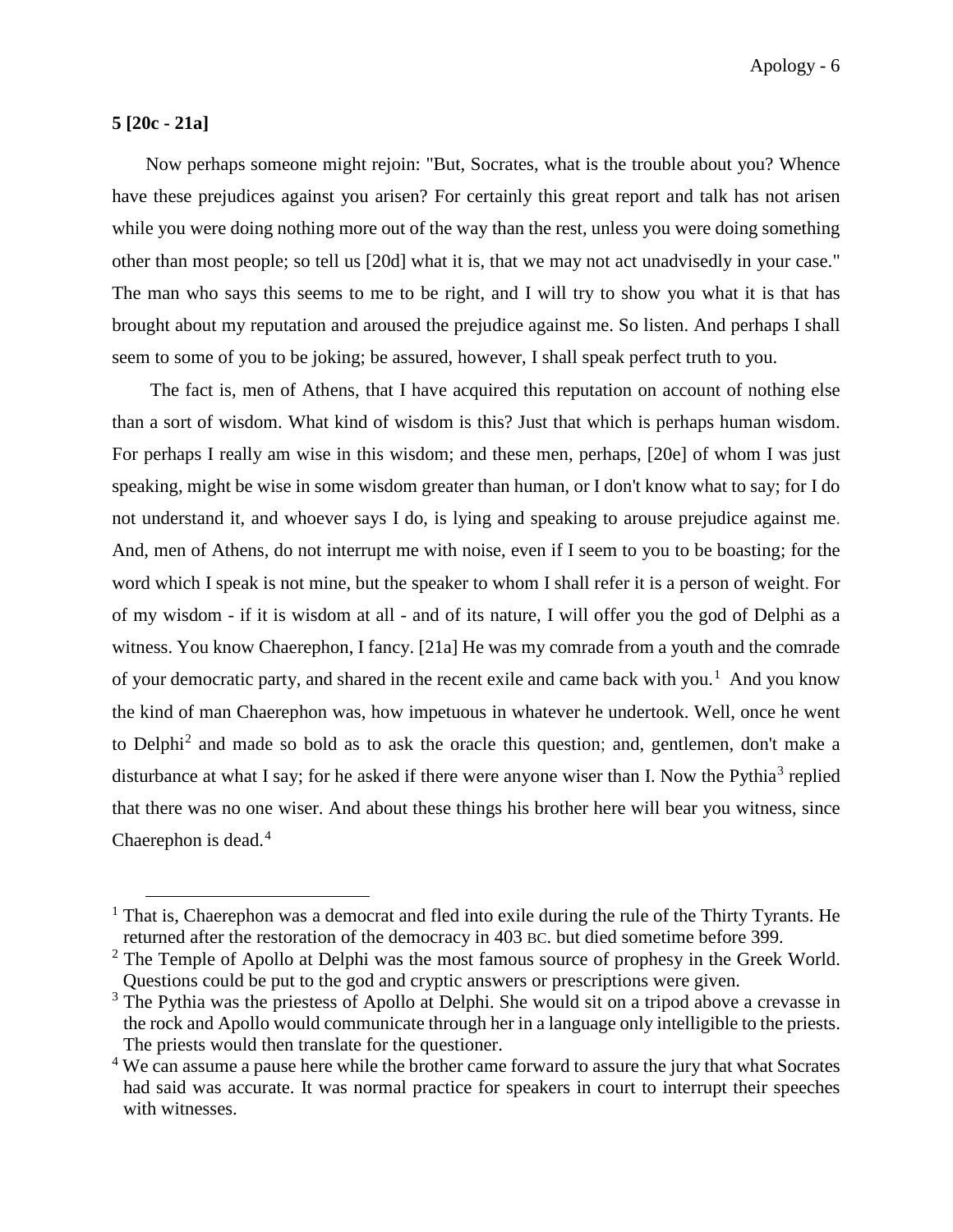**5 [20c - 21a]**

Now perhaps someone might rejoin: "But, Socrates, what is the trouble about you? Whence have these prejudices against you arisen? For certainly this great report and talk has not arisen while you were doing nothing more out of the way than the rest, unless you were doing something other than most people; so tell us [20d] what it is, that we may not act unadvisedly in your case." The man who says this seems to me to be right, and I will try to show you what it is that has brought about my reputation and aroused the prejudice against me. So listen. And perhaps I shall seem to some of you to be joking; be assured, however, I shall speak perfect truth to you.

The fact is, men of Athens, that I have acquired this reputation on account of nothing else than a sort of wisdom. What kind of wisdom is this? Just that which is perhaps human wisdom. For perhaps I really am wise in this wisdom; and these men, perhaps, [20e] of whom I was just speaking, might be wise in some wisdom greater than human, or I don't know what to say; for I do not understand it, and whoever says I do, is lying and speaking to arouse prejudice against me. And, men of Athens, do not interrupt me with noise, even if I seem to you to be boasting; for the word which I speak is not mine, but the speaker to whom I shall refer it is a person of weight. For of my wisdom - if it is wisdom at all - and of its nature, I will offer you the god of Delphi as a witness. You know Chaerephon, I fancy. [21a] He was my comrade from a youth and the comrade of your democratic party, and shared in the recent exile and came back with you.[1] And you know the kind of man Chaerephon was, how impetuous in whatever he undertook. Well, once he went to Delphi[2] and made so bold as to ask the oracle this question; and, gentlemen, don't make a disturbance at what I say; for he asked if there were anyone wiser than I. Now the Pythia[3] replied that there was no one wiser. And about these things his brother here will bear you witness, since Chaerephon is dead.[4]

---

[1] That is, Chaerephon was a democrat and fled into exile during the rule of the Thirty Tyrants. He returned after the restoration of the democracy in 403 BC. but died sometime before 399.

[2] The Temple of Apollo at Delphi was the most famous source of prophesy in the Greek World. Questions could be put to the god and cryptic answers or prescriptions were given.

[3] The Pythia was the priestess of Apollo at Delphi. She would sit on a tripod above a crevasse in the rock and Apollo would communicate through her in a language only intelligible to the priests. The priests would then translate for the questioner.

[4] We can assume a pause here while the brother came forward to assure the jury that what Socrates had said was accurate. It was normal practice for speakers in court to interrupt their speeches with witnesses.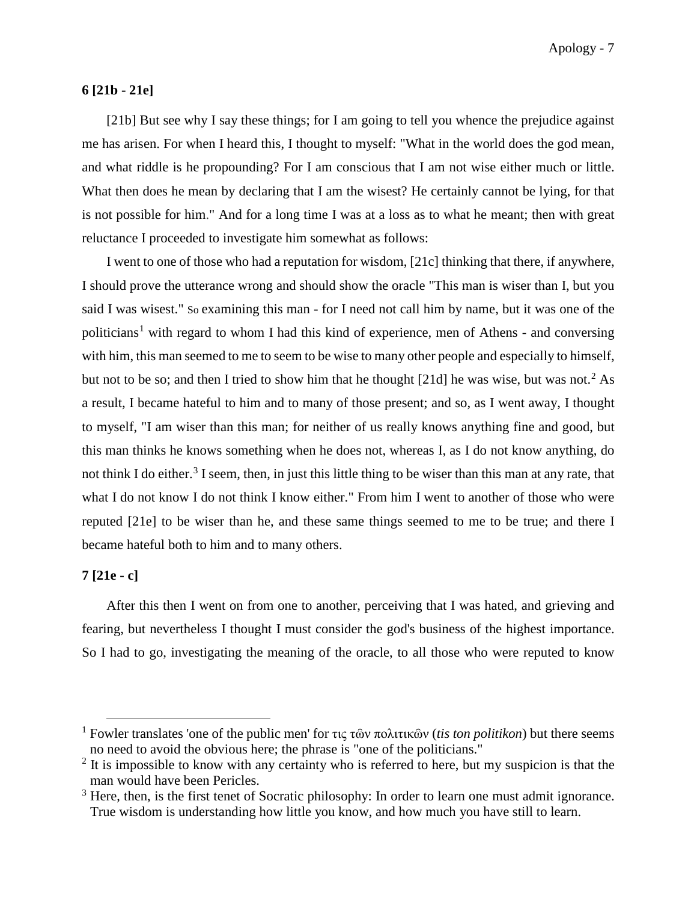**6 [21b - 21e]**

[21b] But see why I say these things; for I am going to tell you whence the prejudice against me has arisen. For when I heard this, I thought to myself: "What in the world does the god mean, and what riddle is he propounding? For I am conscious that I am not wise either much or little. What then does he mean by declaring that I am the wisest? He certainly cannot be lying, for that is not possible for him." And for a long time I was at a loss as to what he meant; then with great reluctance I proceeded to investigate him somewhat as follows:

I went to one of those who had a reputation for wisdom, [21c] thinking that there, if anywhere, I should prove the utterance wrong and should show the oracle "This man is wiser than I, but you said I was wisest." So examining this man - for I need not call him by name, but it was one of the politicians[1] with regard to whom I had this kind of experience, men of Athens - and conversing with him, this man seemed to me to seem to be wise to many other people and especially to himself, but not to be so; and then I tried to show him that he thought [21d] he was wise, but was not.[2] As a result, I became hateful to him and to many of those present; and so, as I went away, I thought to myself, "I am wiser than this man; for neither of us really knows anything fine and good, but this man thinks he knows something when he does not, whereas I, as I do not know anything, do not think I do either.[3] I seem, then, in just this little thing to be wiser than this man at any rate, that what I do not know I do not think I know either." From him I went to another of those who were reputed [21e] to be wiser than he, and these same things seemed to me to be true; and there I became hateful both to him and to many others.

**7 [21e - c]**

After this then I went on from one to another, perceiving that I was hated, and grieving and fearing, but nevertheless I thought I must consider the god's business of the highest importance. So I had to go, investigating the meaning of the oracle, to all those who were reputed to know

---

[1] Fowler translates 'one of the public men' for τις τῶν πολιτικῶν (*tis ton politikon*) but there seems no need to avoid the obvious here; the phrase is "one of the politicians."

[2] It is impossible to know with any certainty who is referred to here, but my suspicion is that the man would have been Pericles.

[3] Here, then, is the first tenet of Socratic philosophy: In order to learn one must admit ignorance. True wisdom is understanding how little you know, and how much you have still to learn.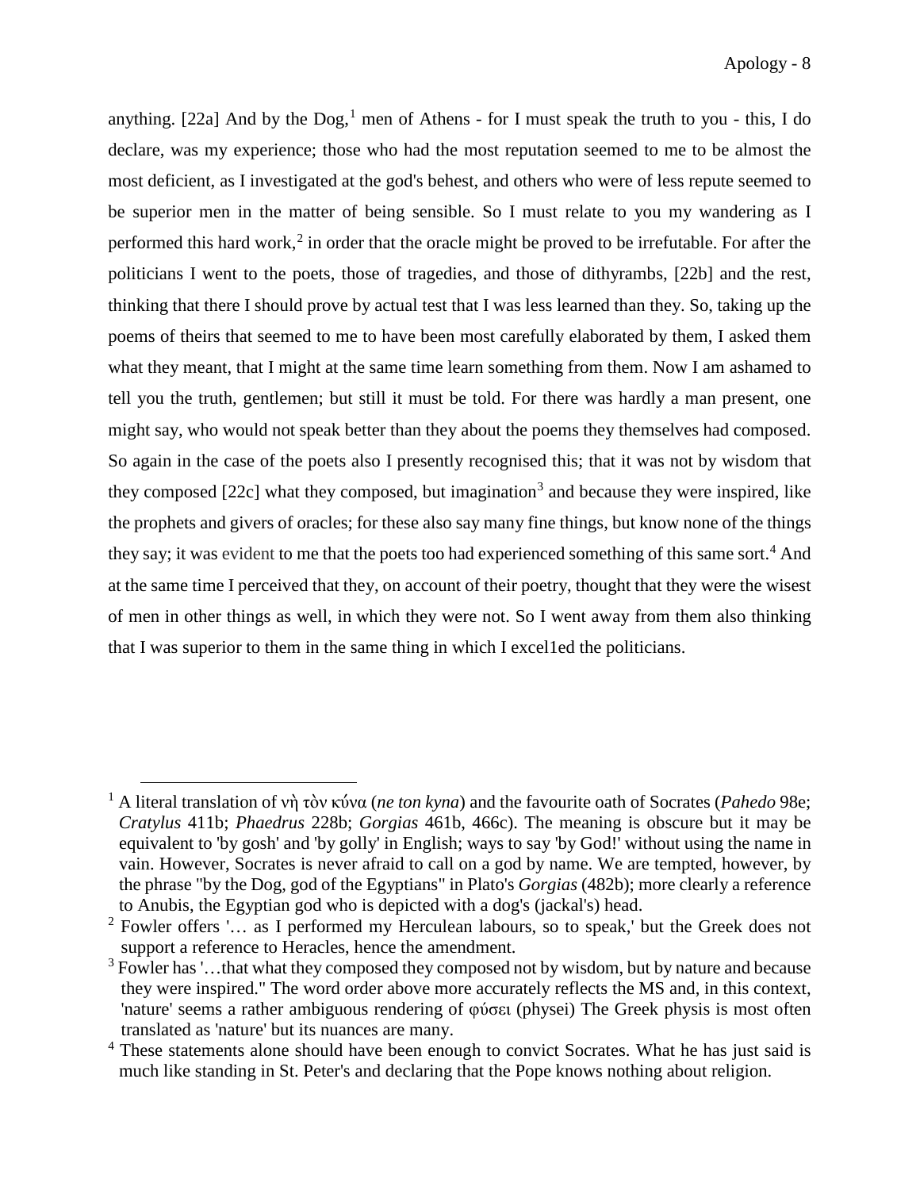anything. [22a] And by the Dog,[1] men of Athens - for I must speak the truth to you - this, I do declare, was my experience; those who had the most reputation seemed to me to be almost the most deficient, as I investigated at the god's behest, and others who were of less repute seemed to be superior men in the matter of being sensible. So I must relate to you my wandering as I performed this hard work,[2] in order that the oracle might be proved to be irrefutable. For after the politicians I went to the poets, those of tragedies, and those of dithyrambs, [22b] and the rest, thinking that there I should prove by actual test that I was less learned than they. So, taking up the poems of theirs that seemed to me to have been most carefully elaborated by them, I asked them what they meant, that I might at the same time learn something from them. Now I am ashamed to tell you the truth, gentlemen; but still it must be told. For there was hardly a man present, one might say, who would not speak better than they about the poems they themselves had composed. So again in the case of the poets also I presently recognised this; that it was not by wisdom that they composed [22c] what they composed, but imagination[3] and because they were inspired, like the prophets and givers of oracles; for these also say many fine things, but know none of the things they say; it was evident to me that the poets too had experienced something of this same sort.[4] And at the same time I perceived that they, on account of their poetry, thought that they were the wisest of men in other things as well, in which they were not. So I went away from them also thinking that I was superior to them in the same thing in which I excel1ed the politicians.

---

[1] A literal translation of νὴ τὸν κύνα (*ne ton kyna*) and the favourite oath of Socrates (*Pahedo* 98e; *Cratylus* 411b; *Phaedrus* 228b; *Gorgias* 461b, 466c). The meaning is obscure but it may be equivalent to 'by gosh' and 'by golly' in English; ways to say 'by God!' without using the name in vain. However, Socrates is never afraid to call on a god by name. We are tempted, however, by the phrase "by the Dog, god of the Egyptians" in Plato's *Gorgias* (482b); more clearly a reference to Anubis, the Egyptian god who is depicted with a dog's (jackal's) head.

[2] Fowler offers '… as I performed my Herculean labours, so to speak,' but the Greek does not support a reference to Heracles, hence the amendment.

[3] Fowler has '…that what they composed they composed not by wisdom, but by nature and because they were inspired." The word order above more accurately reflects the MS and, in this context, 'nature' seems a rather ambiguous rendering of φύσει (physei) The Greek physis is most often translated as 'nature' but its nuances are many.

[4] These statements alone should have been enough to convict Socrates. What he has just said is much like standing in St. Peter's and declaring that the Pope knows nothing about religion.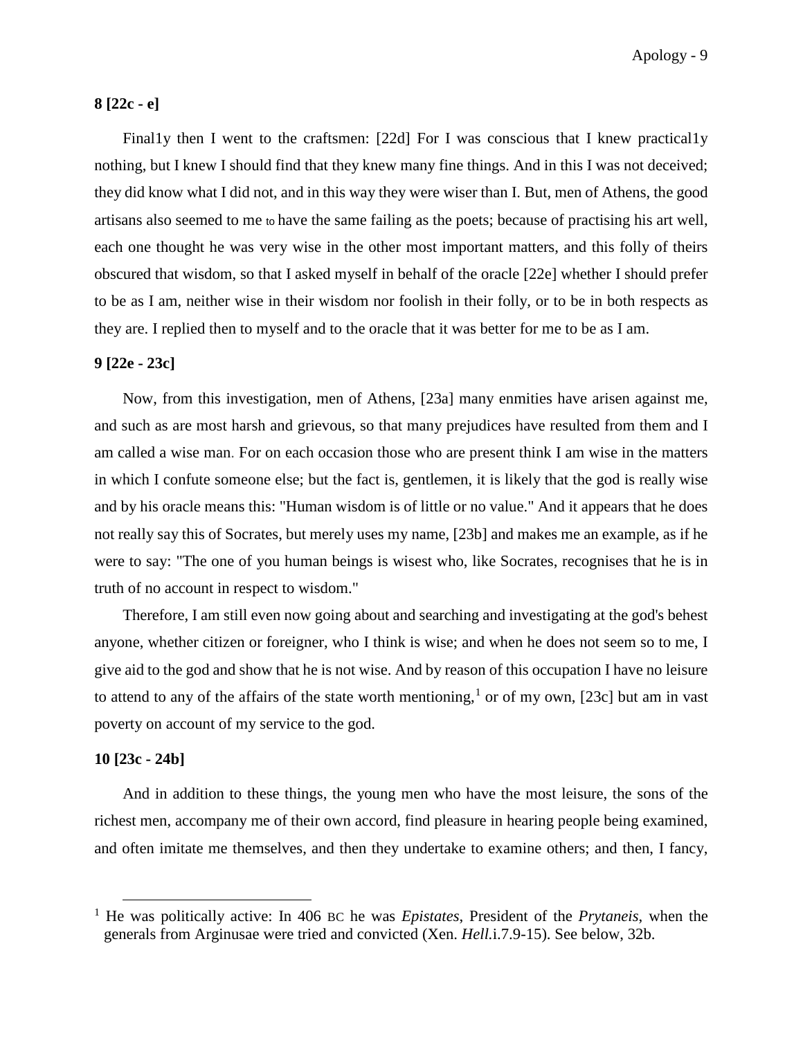**8 [22c - e]**

Final1y then I went to the craftsmen: [22d] For I was conscious that I knew practical1y nothing, but I knew I should find that they knew many fine things. And in this I was not deceived; they did know what I did not, and in this way they were wiser than I. But, men of Athens, the good artisans also seemed to me to have the same failing as the poets; because of practising his art well, each one thought he was very wise in the other most important matters, and this folly of theirs obscured that wisdom, so that I asked myself in behalf of the oracle [22e] whether I should prefer to be as I am, neither wise in their wisdom nor foolish in their folly, or to be in both respects as they are. I replied then to myself and to the oracle that it was better for me to be as I am.

**9 [22e - 23c]**

Now, from this investigation, men of Athens, [23a] many enmities have arisen against me, and such as are most harsh and grievous, so that many prejudices have resulted from them and I am called a wise man. For on each occasion those who are present think I am wise in the matters in which I confute someone else; but the fact is, gentlemen, it is likely that the god is really wise and by his oracle means this: "Human wisdom is of little or no value." And it appears that he does not really say this of Socrates, but merely uses my name, [23b] and makes me an example, as if he were to say: "The one of you human beings is wisest who, like Socrates, recognises that he is in truth of no account in respect to wisdom."

Therefore, I am still even now going about and searching and investigating at the god's behest anyone, whether citizen or foreigner, who I think is wise; and when he does not seem so to me, I give aid to the god and show that he is not wise. And by reason of this occupation I have no leisure to attend to any of the affairs of the state worth mentioning,[1] or of my own, [23c] but am in vast poverty on account of my service to the god.

**10 [23c - 24b]**

And in addition to these things, the young men who have the most leisure, the sons of the richest men, accompany me of their own accord, find pleasure in hearing people being examined, and often imitate me themselves, and then they undertake to examine others; and then, I fancy,

[1] He was politically active: In 406 BC he was *Epistates*, President of the *Prytaneis*, when the generals from Arginusae were tried and convicted (Xen. *Hell.*i.7.9-15). See below, 32b.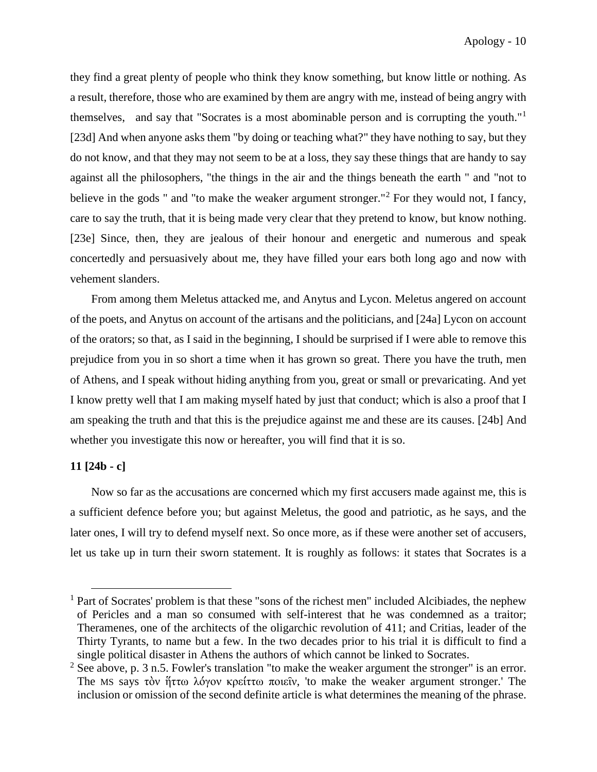they find a great plenty of people who think they know something, but know little or nothing. As a result, therefore, those who are examined by them are angry with me, instead of being angry with themselves, and say that "Socrates is a most abominable person and is corrupting the youth."[1] [23d] And when anyone asks them "by doing or teaching what?" they have nothing to say, but they do not know, and that they may not seem to be at a loss, they say these things that are handy to say against all the philosophers, "the things in the air and the things beneath the earth " and "not to believe in the gods " and "to make the weaker argument stronger."[2] For they would not, I fancy, care to say the truth, that it is being made very clear that they pretend to know, but know nothing. [23e] Since, then, they are jealous of their honour and energetic and numerous and speak concertedly and persuasively about me, they have filled your ears both long ago and now with vehement slanders.

From among them Meletus attacked me, and Anytus and Lycon. Meletus angered on account of the poets, and Anytus on account of the artisans and the politicians, and [24a] Lycon on account of the orators; so that, as I said in the beginning, I should be surprised if I were able to remove this prejudice from you in so short a time when it has grown so great. There you have the truth, men of Athens, and I speak without hiding anything from you, great or small or prevaricating. And yet I know pretty well that I am making myself hated by just that conduct; which is also a proof that I am speaking the truth and that this is the prejudice against me and these are its causes. [24b] And whether you investigate this now or hereafter, you will find that it is so.

**11 [24b - c]**

Now so far as the accusations are concerned which my first accusers made against me, this is a sufficient defence before you; but against Meletus, the good and patriotic, as he says, and the later ones, I will try to defend myself next. So once more, as if these were another set of accusers, let us take up in turn their sworn statement. It is roughly as follows: it states that Socrates is a

---

[1] Part of Socrates' problem is that these "sons of the richest men" included Alcibiades, the nephew of Pericles and a man so consumed with self-interest that he was condemned as a traitor; Theramenes, one of the architects of the oligarchic revolution of 411; and Critias, leader of the Thirty Tyrants, to name but a few. In the two decades prior to his trial it is difficult to find a single political disaster in Athens the authors of which cannot be linked to Socrates.

[2] See above, p. 3 n.5. Fowler's translation "to make the weaker argument the stronger" is an error. The MS says τὸν ἥττω λόγον κρείττω ποιεῖν, 'to make the weaker argument stronger.' The inclusion or omission of the second definite article is what determines the meaning of the phrase.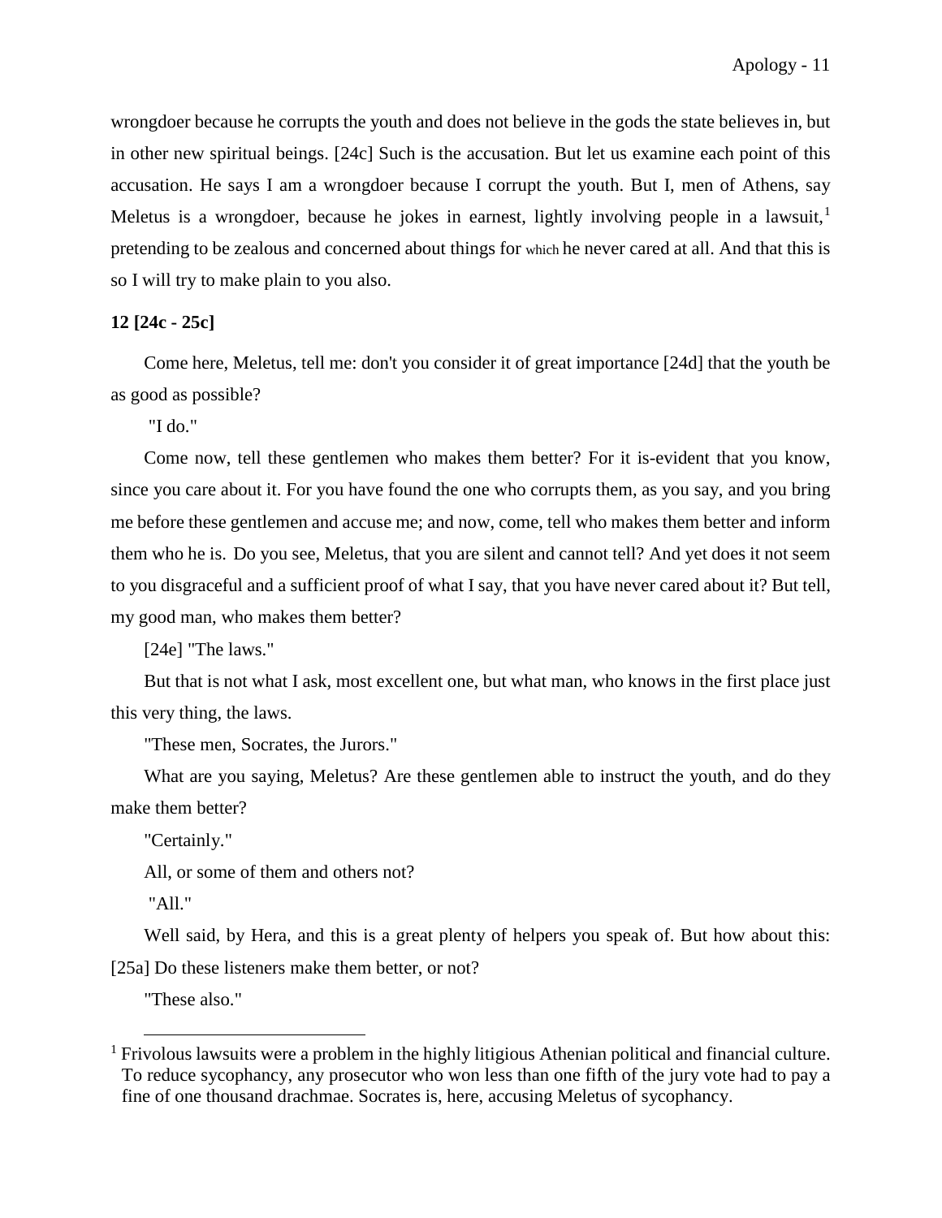wrongdoer because he corrupts the youth and does not believe in the gods the state believes in, but in other new spiritual beings. [24c] Such is the accusation. But let us examine each point of this accusation. He says I am a wrongdoer because I corrupt the youth. But I, men of Athens, say Meletus is a wrongdoer, because he jokes in earnest, lightly involving people in a lawsuit,[1] pretending to be zealous and concerned about things for which he never cared at all. And that this is so I will try to make plain to you also.

**12 [24c - 25c]**

Come here, Meletus, tell me: don't you consider it of great importance [24d] that the youth be as good as possible?

"I do."

Come now, tell these gentlemen who makes them better? For it is-evident that you know, since you care about it. For you have found the one who corrupts them, as you say, and you bring me before these gentlemen and accuse me; and now, come, tell who makes them better and inform them who he is. Do you see, Meletus, that you are silent and cannot tell? And yet does it not seem to you disgraceful and a sufficient proof of what I say, that you have never cared about it? But tell, my good man, who makes them better?

[24e] "The laws."

But that is not what I ask, most excellent one, but what man, who knows in the first place just this very thing, the laws.

"These men, Socrates, the Jurors."

What are you saying, Meletus? Are these gentlemen able to instruct the youth, and do they make them better?

"Certainly."

All, or some of them and others not?

"All."

Well said, by Hera, and this is a great plenty of helpers you speak of. But how about this: [25a] Do these listeners make them better, or not?

"These also."

---

[1] Frivolous lawsuits were a problem in the highly litigious Athenian political and financial culture. To reduce sycophancy, any prosecutor who won less than one fifth of the jury vote had to pay a fine of one thousand drachmae. Socrates is, here, accusing Meletus of sycophancy.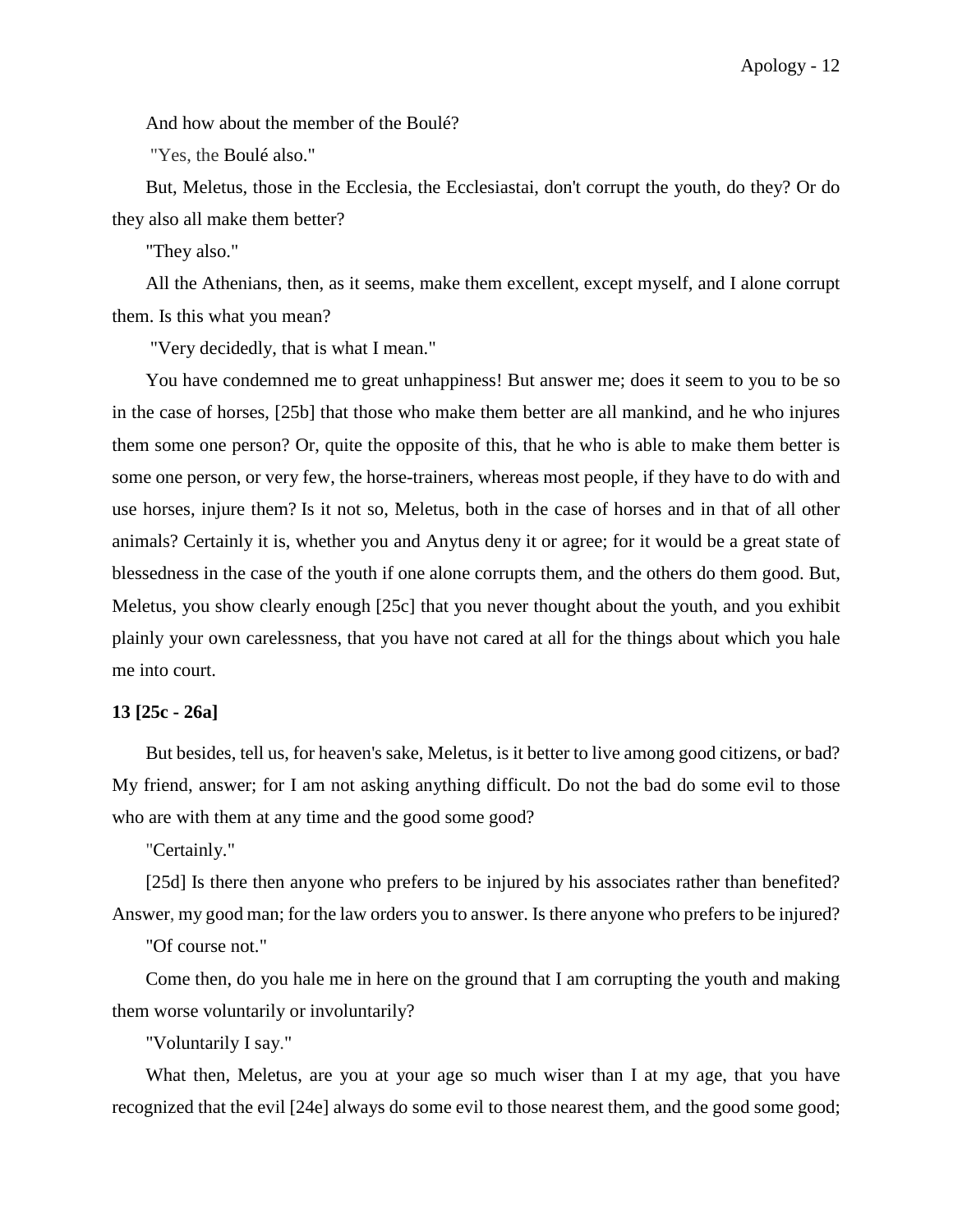And how about the member of the Boulé?

"Yes, the Boulé also."

But, Meletus, those in the Ecclesia, the Ecclesiastai, don't corrupt the youth, do they? Or do they also all make them better?

"They also."

All the Athenians, then, as it seems, make them excellent, except myself, and I alone corrupt them. Is this what you mean?

"Very decidedly, that is what I mean."

You have condemned me to great unhappiness! But answer me; does it seem to you to be so in the case of horses, [25b] that those who make them better are all mankind, and he who injures them some one person? Or, quite the opposite of this, that he who is able to make them better is some one person, or very few, the horse-trainers, whereas most people, if they have to do with and use horses, injure them? Is it not so, Meletus, both in the case of horses and in that of all other animals? Certainly it is, whether you and Anytus deny it or agree; for it would be a great state of blessedness in the case of the youth if one alone corrupts them, and the others do them good. But, Meletus, you show clearly enough [25c] that you never thought about the youth, and you exhibit plainly your own carelessness, that you have not cared at all for the things about which you hale me into court.

**13 [25c - 26a]**

But besides, tell us, for heaven's sake, Meletus, is it better to live among good citizens, or bad? My friend, answer; for I am not asking anything difficult. Do not the bad do some evil to those who are with them at any time and the good some good?

"Certainly."

[25d] Is there then anyone who prefers to be injured by his associates rather than benefited? Answer, my good man; for the law orders you to answer. Is there anyone who prefers to be injured?

"Of course not."

Come then, do you hale me in here on the ground that I am corrupting the youth and making them worse voluntarily or involuntarily?

"Voluntarily I say."

What then, Meletus, are you at your age so much wiser than I at my age, that you have recognized that the evil [24e] always do some evil to those nearest them, and the good some good;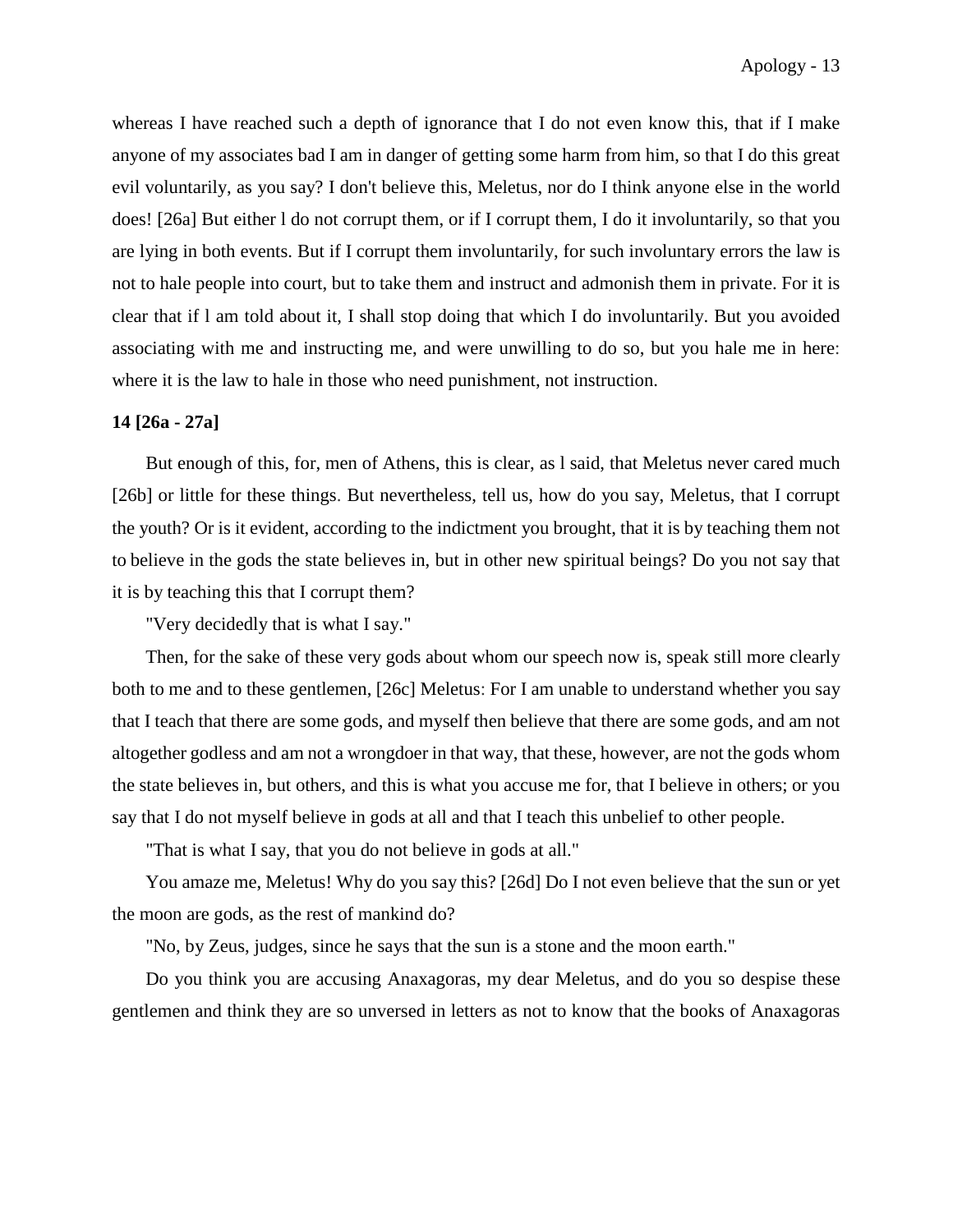whereas I have reached such a depth of ignorance that I do not even know this, that if I make anyone of my associates bad I am in danger of getting some harm from him, so that I do this great evil voluntarily, as you say? I don't believe this, Meletus, nor do I think anyone else in the world does! [26a] But either l do not corrupt them, or if I corrupt them, I do it involuntarily, so that you are lying in both events. But if I corrupt them involuntarily, for such involuntary errors the law is not to hale people into court, but to take them and instruct and admonish them in private. For it is clear that if l am told about it, I shall stop doing that which I do involuntarily. But you avoided associating with me and instructing me, and were unwilling to do so, but you hale me in here: where it is the law to hale in those who need punishment, not instruction.

**14 [26a - 27a]**

But enough of this, for, men of Athens, this is clear, as l said, that Meletus never cared much [26b] or little for these things. But nevertheless, tell us, how do you say, Meletus, that I corrupt the youth? Or is it evident, according to the indictment you brought, that it is by teaching them not to believe in the gods the state believes in, but in other new spiritual beings? Do you not say that it is by teaching this that I corrupt them?

"Very decidedly that is what I say."

Then, for the sake of these very gods about whom our speech now is, speak still more clearly both to me and to these gentlemen, [26c] Meletus: For I am unable to understand whether you say that I teach that there are some gods, and myself then believe that there are some gods, and am not altogether godless and am not a wrongdoer in that way, that these, however, are not the gods whom the state believes in, but others, and this is what you accuse me for, that I believe in others; or you say that I do not myself believe in gods at all and that I teach this unbelief to other people.

"That is what I say, that you do not believe in gods at all."

You amaze me, Meletus! Why do you say this? [26d] Do I not even believe that the sun or yet the moon are gods, as the rest of mankind do?

"No, by Zeus, judges, since he says that the sun is a stone and the moon earth."

Do you think you are accusing Anaxagoras, my dear Meletus, and do you so despise these gentlemen and think they are so unversed in letters as not to know that the books of Anaxagoras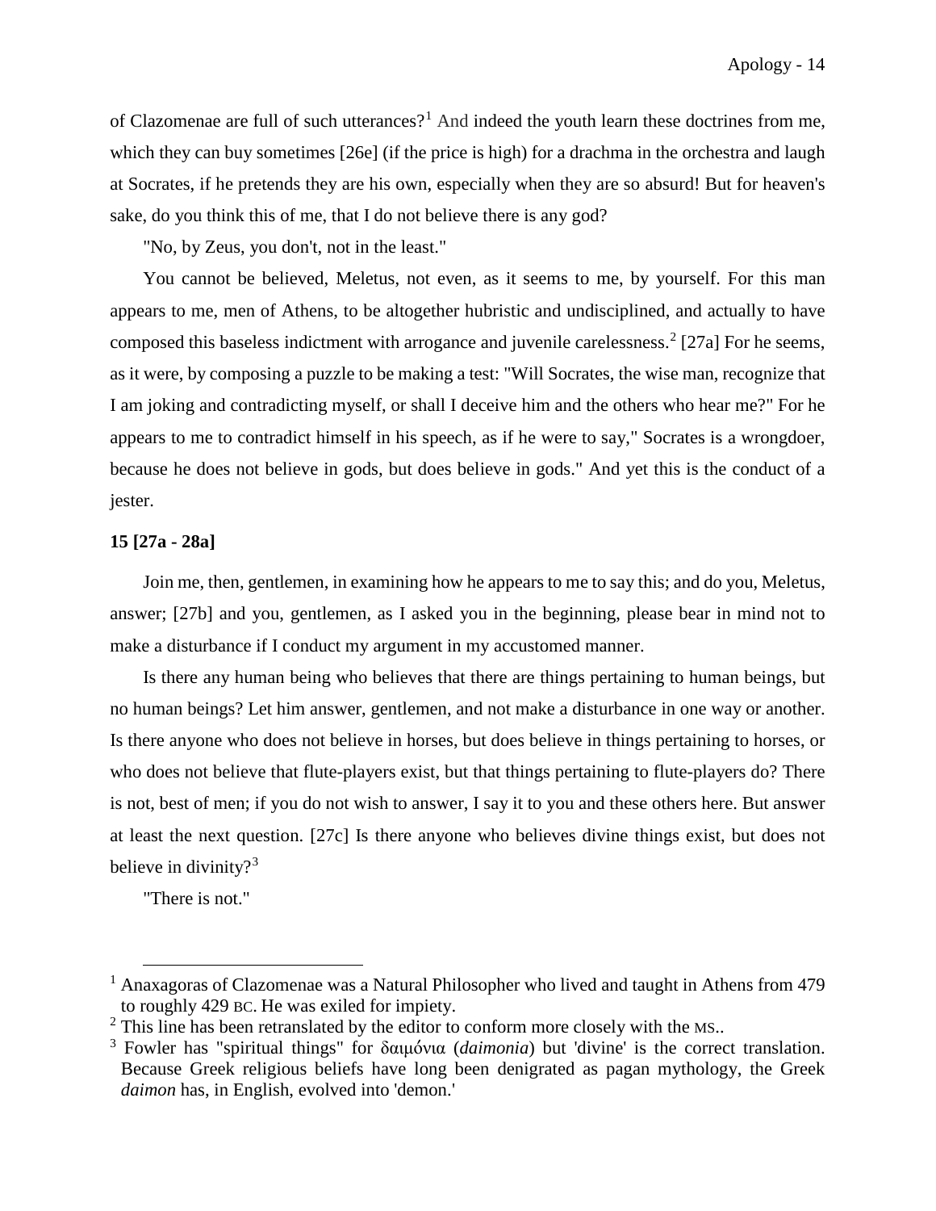of Clazomenae are full of such utterances?[1] And indeed the youth learn these doctrines from me, which they can buy sometimes [26e] (if the price is high) for a drachma in the orchestra and laugh at Socrates, if he pretends they are his own, especially when they are so absurd! But for heaven's sake, do you think this of me, that I do not believe there is any god?

"No, by Zeus, you don't, not in the least."

You cannot be believed, Meletus, not even, as it seems to me, by yourself. For this man appears to me, men of Athens, to be altogether hubristic and undisciplined, and actually to have composed this baseless indictment with arrogance and juvenile carelessness.[2] [27a] For he seems, as it were, by composing a puzzle to be making a test: "Will Socrates, the wise man, recognize that I am joking and contradicting myself, or shall I deceive him and the others who hear me?" For he appears to me to contradict himself in his speech, as if he were to say," Socrates is a wrongdoer, because he does not believe in gods, but does believe in gods." And yet this is the conduct of a jester.

**15 [27a - 28a]**

Join me, then, gentlemen, in examining how he appears to me to say this; and do you, Meletus, answer; [27b] and you, gentlemen, as I asked you in the beginning, please bear in mind not to make a disturbance if I conduct my argument in my accustomed manner.

Is there any human being who believes that there are things pertaining to human beings, but no human beings? Let him answer, gentlemen, and not make a disturbance in one way or another. Is there anyone who does not believe in horses, but does believe in things pertaining to horses, or who does not believe that flute-players exist, but that things pertaining to flute-players do? There is not, best of men; if you do not wish to answer, I say it to you and these others here. But answer at least the next question. [27c] Is there anyone who believes divine things exist, but does not believe in divinity?[3]

"There is not."

---

[1] Anaxagoras of Clazomenae was a Natural Philosopher who lived and taught in Athens from 479 to roughly 429 BC. He was exiled for impiety.

[2] This line has been retranslated by the editor to conform more closely with the MS..

[3] Fowler has "spiritual things" for δαιμόνια (*daimonia*) but 'divine' is the correct translation. Because Greek religious beliefs have long been denigrated as pagan mythology, the Greek *daimon* has, in English, evolved into 'demon.'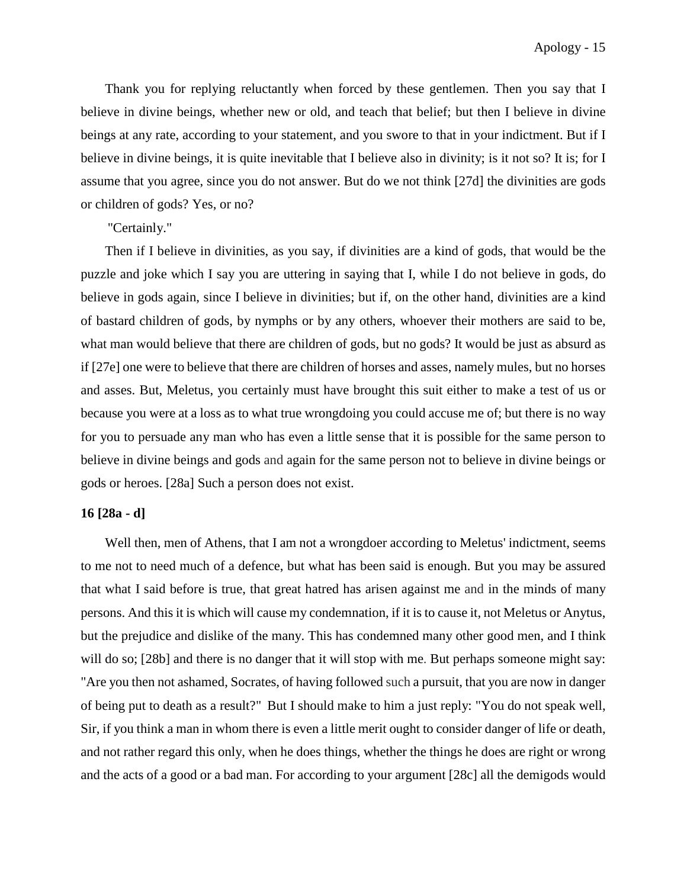Thank you for replying reluctantly when forced by these gentlemen. Then you say that I believe in divine beings, whether new or old, and teach that belief; but then I believe in divine beings at any rate, according to your statement, and you swore to that in your indictment. But if I believe in divine beings, it is quite inevitable that I believe also in divinity; is it not so? It is; for I assume that you agree, since you do not answer. But do we not think [27d] the divinities are gods or children of gods? Yes, or no?

"Certainly."

Then if I believe in divinities, as you say, if divinities are a kind of gods, that would be the puzzle and joke which I say you are uttering in saying that I, while I do not believe in gods, do believe in gods again, since I believe in divinities; but if, on the other hand, divinities are a kind of bastard children of gods, by nymphs or by any others, whoever their mothers are said to be, what man would believe that there are children of gods, but no gods? It would be just as absurd as if [27e] one were to believe that there are children of horses and asses, namely mules, but no horses and asses. But, Meletus, you certainly must have brought this suit either to make a test of us or because you were at a loss as to what true wrongdoing you could accuse me of; but there is no way for you to persuade any man who has even a little sense that it is possible for the same person to believe in divine beings and gods and again for the same person not to believe in divine beings or gods or heroes. [28a] Such a person does not exist.

**16 [28a - d]**

Well then, men of Athens, that I am not a wrongdoer according to Meletus' indictment, seems to me not to need much of a defence, but what has been said is enough. But you may be assured that what I said before is true, that great hatred has arisen against me and in the minds of many persons. And this it is which will cause my condemnation, if it is to cause it, not Meletus or Anytus, but the prejudice and dislike of the many. This has condemned many other good men, and I think will do so; [28b] and there is no danger that it will stop with me. But perhaps someone might say: "Are you then not ashamed, Socrates, of having followed such a pursuit, that you are now in danger of being put to death as a result?" But I should make to him a just reply: "You do not speak well, Sir, if you think a man in whom there is even a little merit ought to consider danger of life or death, and not rather regard this only, when he does things, whether the things he does are right or wrong and the acts of a good or a bad man. For according to your argument [28c] all the demigods would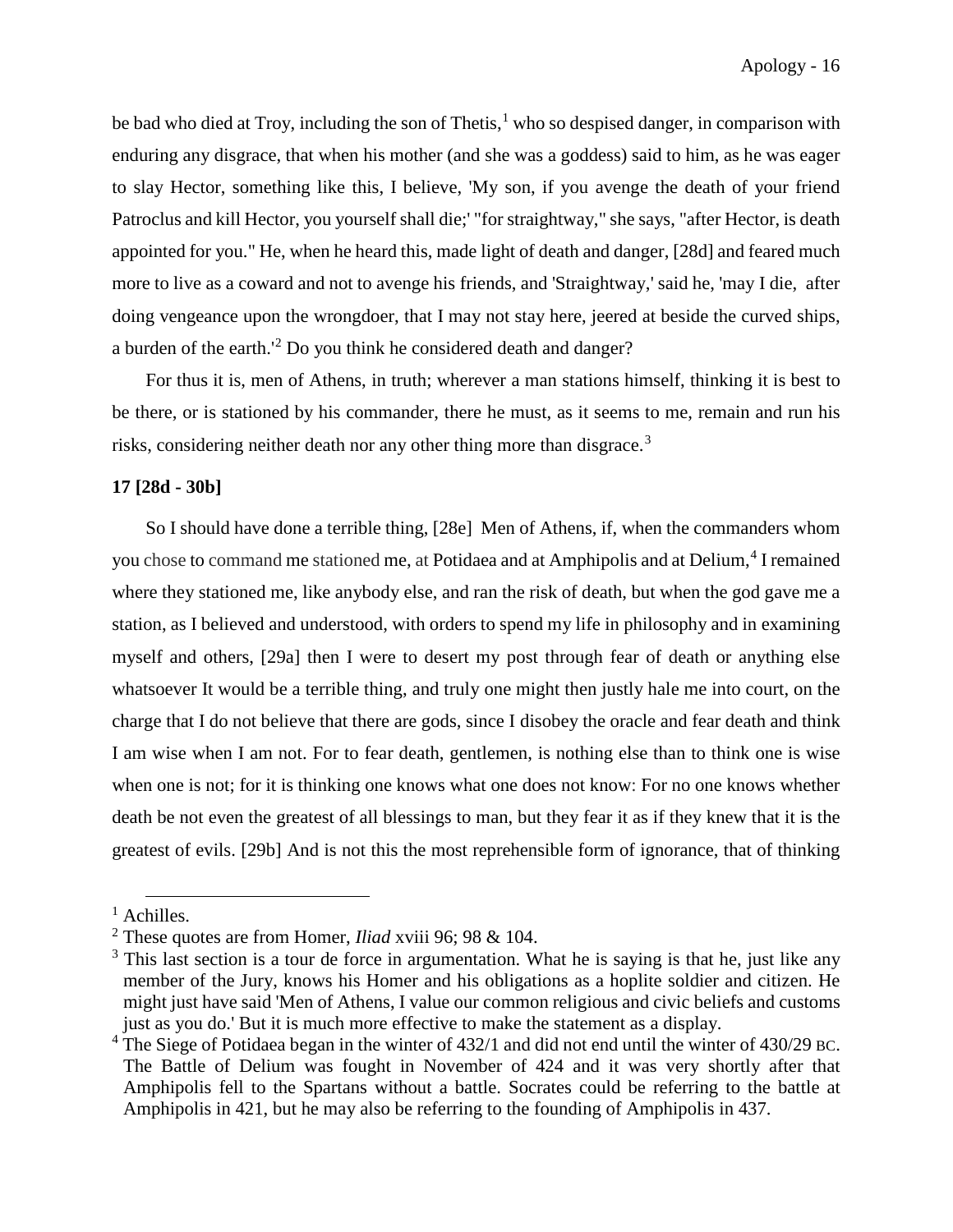be bad who died at Troy, including the son of Thetis,[1] who so despised danger, in comparison with enduring any disgrace, that when his mother (and she was a goddess) said to him, as he was eager to slay Hector, something like this, I believe, 'My son, if you avenge the death of your friend Patroclus and kill Hector, you yourself shall die;' "for straightway," she says, "after Hector, is death appointed for you." He, when he heard this, made light of death and danger, [28d] and feared much more to live as a coward and not to avenge his friends, and 'Straightway,' said he, 'may I die, after doing vengeance upon the wrongdoer, that I may not stay here, jeered at beside the curved ships, a burden of the earth.'[2] Do you think he considered death and danger?

For thus it is, men of Athens, in truth; wherever a man stations himself, thinking it is best to be there, or is stationed by his commander, there he must, as it seems to me, remain and run his risks, considering neither death nor any other thing more than disgrace.[3]

**17 [28d - 30b]**

So I should have done a terrible thing, [28e] Men of Athens, if, when the commanders whom you chose to command me stationed me, at Potidaea and at Amphipolis and at Delium,[4] I remained where they stationed me, like anybody else, and ran the risk of death, but when the god gave me a station, as I believed and understood, with orders to spend my life in philosophy and in examining myself and others, [29a] then I were to desert my post through fear of death or anything else whatsoever It would be a terrible thing, and truly one might then justly hale me into court, on the charge that I do not believe that there are gods, since I disobey the oracle and fear death and think I am wise when I am not. For to fear death, gentlemen, is nothing else than to think one is wise when one is not; for it is thinking one knows what one does not know: For no one knows whether death be not even the greatest of all blessings to man, but they fear it as if they knew that it is the greatest of evils. [29b] And is not this the most reprehensible form of ignorance, that of thinking

---

[1] Achilles.

[2] These quotes are from Homer, *Iliad* xviii 96; 98 & 104.

[3] This last section is a tour de force in argumentation. What he is saying is that he, just like any member of the Jury, knows his Homer and his obligations as a hoplite soldier and citizen. He might just have said 'Men of Athens, I value our common religious and civic beliefs and customs just as you do.' But it is much more effective to make the statement as a display.

[4] The Siege of Potidaea began in the winter of 432/1 and did not end until the winter of 430/29 BC. The Battle of Delium was fought in November of 424 and it was very shortly after that Amphipolis fell to the Spartans without a battle. Socrates could be referring to the battle at Amphipolis in 421, but he may also be referring to the founding of Amphipolis in 437.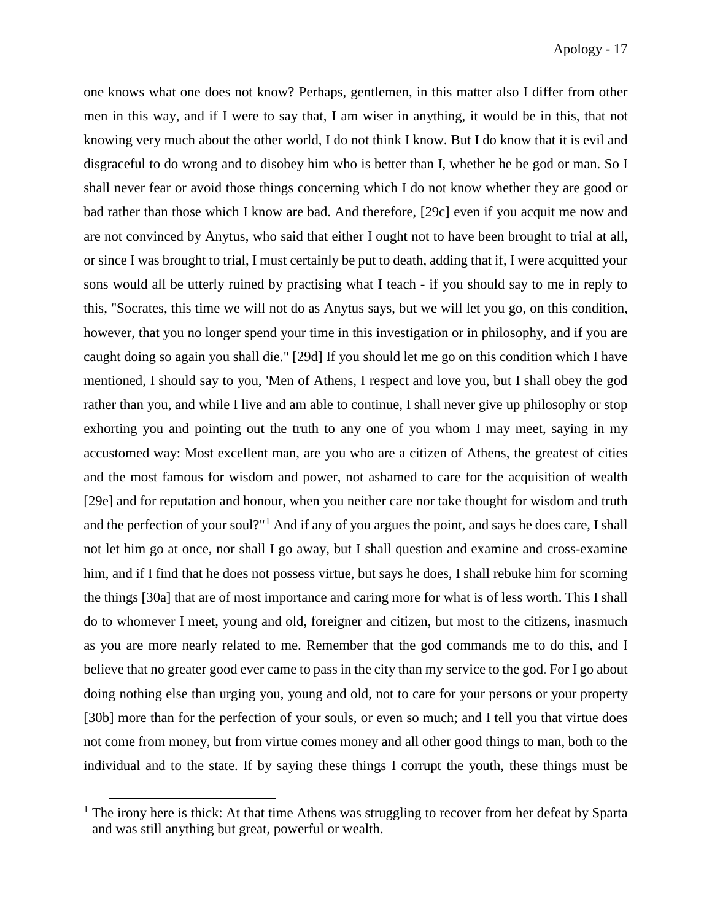one knows what one does not know? Perhaps, gentlemen, in this matter also I differ from other men in this way, and if I were to say that, I am wiser in anything, it would be in this, that not knowing very much about the other world, I do not think I know. But I do know that it is evil and disgraceful to do wrong and to disobey him who is better than I, whether he be god or man. So I shall never fear or avoid those things concerning which I do not know whether they are good or bad rather than those which I know are bad. And therefore, [29c] even if you acquit me now and are not convinced by Anytus, who said that either I ought not to have been brought to trial at all, or since I was brought to trial, I must certainly be put to death, adding that if, I were acquitted your sons would all be utterly ruined by practising what I teach - if you should say to me in reply to this, "Socrates, this time we will not do as Anytus says, but we will let you go, on this condition, however, that you no longer spend your time in this investigation or in philosophy, and if you are caught doing so again you shall die." [29d] If you should let me go on this condition which I have mentioned, I should say to you, 'Men of Athens, I respect and love you, but I shall obey the god rather than you, and while I live and am able to continue, I shall never give up philosophy or stop exhorting you and pointing out the truth to any one of you whom I may meet, saying in my accustomed way: Most excellent man, are you who are a citizen of Athens, the greatest of cities and the most famous for wisdom and power, not ashamed to care for the acquisition of wealth [29e] and for reputation and honour, when you neither care nor take thought for wisdom and truth and the perfection of your soul?"[1] And if any of you argues the point, and says he does care, I shall not let him go at once, nor shall I go away, but I shall question and examine and cross-examine him, and if I find that he does not possess virtue, but says he does, I shall rebuke him for scorning the things [30a] that are of most importance and caring more for what is of less worth. This I shall do to whomever I meet, young and old, foreigner and citizen, but most to the citizens, inasmuch as you are more nearly related to me. Remember that the god commands me to do this, and I believe that no greater good ever came to pass in the city than my service to the god. For I go about doing nothing else than urging you, young and old, not to care for your persons or your property [30b] more than for the perfection of your souls, or even so much; and I tell you that virtue does not come from money, but from virtue comes money and all other good things to man, both to the individual and to the state. If by saying these things I corrupt the youth, these things must be

[1] The irony here is thick: At that time Athens was struggling to recover from her defeat by Sparta and was still anything but great, powerful or wealth.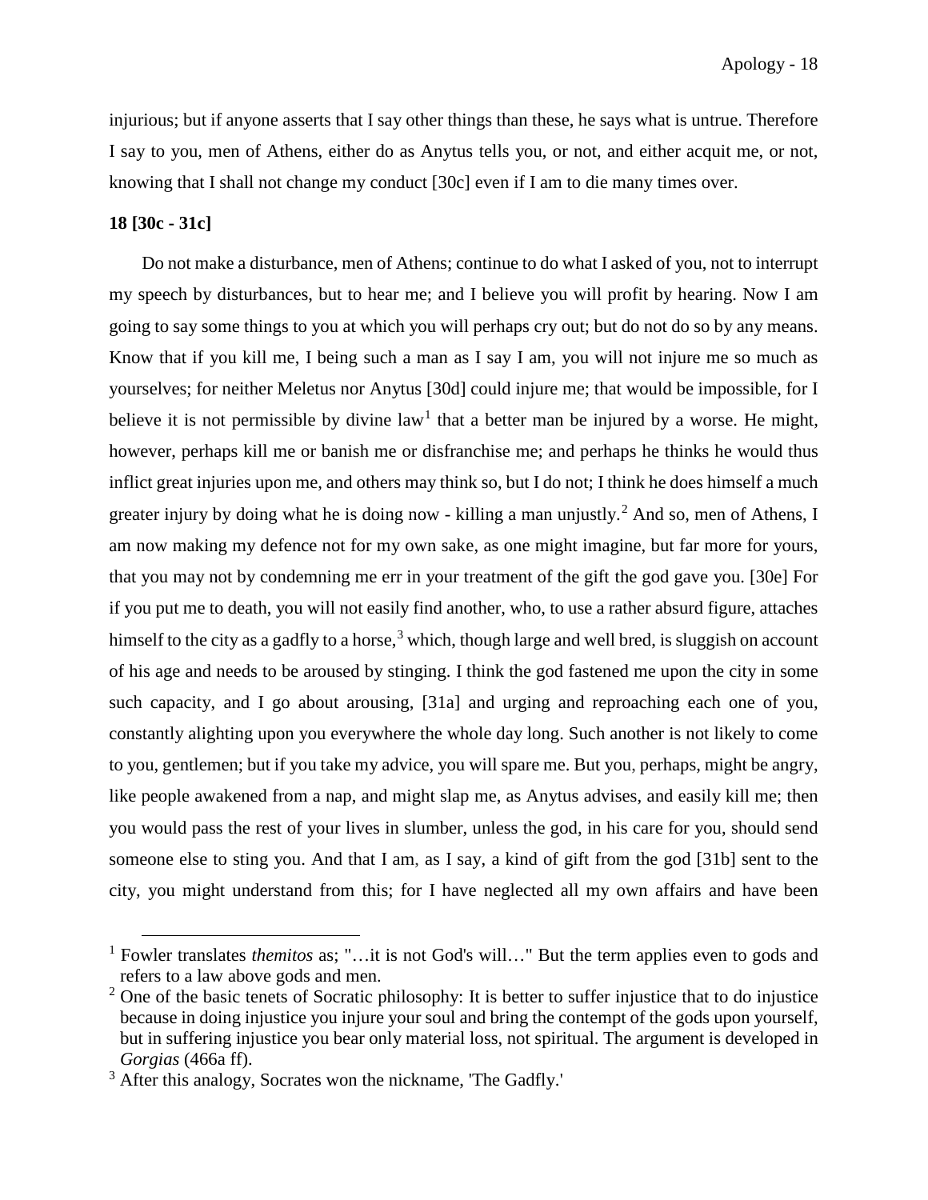injurious; but if anyone asserts that I say other things than these, he says what is untrue. Therefore I say to you, men of Athens, either do as Anytus tells you, or not, and either acquit me, or not, knowing that I shall not change my conduct [30c] even if I am to die many times over.

**18 [30c - 31c]**

Do not make a disturbance, men of Athens; continue to do what I asked of you, not to interrupt my speech by disturbances, but to hear me; and I believe you will profit by hearing. Now I am going to say some things to you at which you will perhaps cry out; but do not do so by any means. Know that if you kill me, I being such a man as I say I am, you will not injure me so much as yourselves; for neither Meletus nor Anytus [30d] could injure me; that would be impossible, for I believe it is not permissible by divine law[1] that a better man be injured by a worse. He might, however, perhaps kill me or banish me or disfranchise me; and perhaps he thinks he would thus inflict great injuries upon me, and others may think so, but I do not; I think he does himself a much greater injury by doing what he is doing now - killing a man unjustly.[2] And so, men of Athens, I am now making my defence not for my own sake, as one might imagine, but far more for yours, that you may not by condemning me err in your treatment of the gift the god gave you. [30e] For if you put me to death, you will not easily find another, who, to use a rather absurd figure, attaches himself to the city as a gadfly to a horse,[3] which, though large and well bred, is sluggish on account of his age and needs to be aroused by stinging. I think the god fastened me upon the city in some such capacity, and I go about arousing, [31a] and urging and reproaching each one of you, constantly alighting upon you everywhere the whole day long. Such another is not likely to come to you, gentlemen; but if you take my advice, you will spare me. But you, perhaps, might be angry, like people awakened from a nap, and might slap me, as Anytus advises, and easily kill me; then you would pass the rest of your lives in slumber, unless the god, in his care for you, should send someone else to sting you. And that I am, as I say, a kind of gift from the god [31b] sent to the city, you might understand from this; for I have neglected all my own affairs and have been

[1] Fowler translates *themitos* as; "…it is not God's will…" But the term applies even to gods and refers to a law above gods and men.

[2] One of the basic tenets of Socratic philosophy: It is better to suffer injustice that to do injustice because in doing injustice you injure your soul and bring the contempt of the gods upon yourself, but in suffering injustice you bear only material loss, not spiritual. The argument is developed in *Gorgias* (466a ff).

[3] After this analogy, Socrates won the nickname, 'The Gadfly.'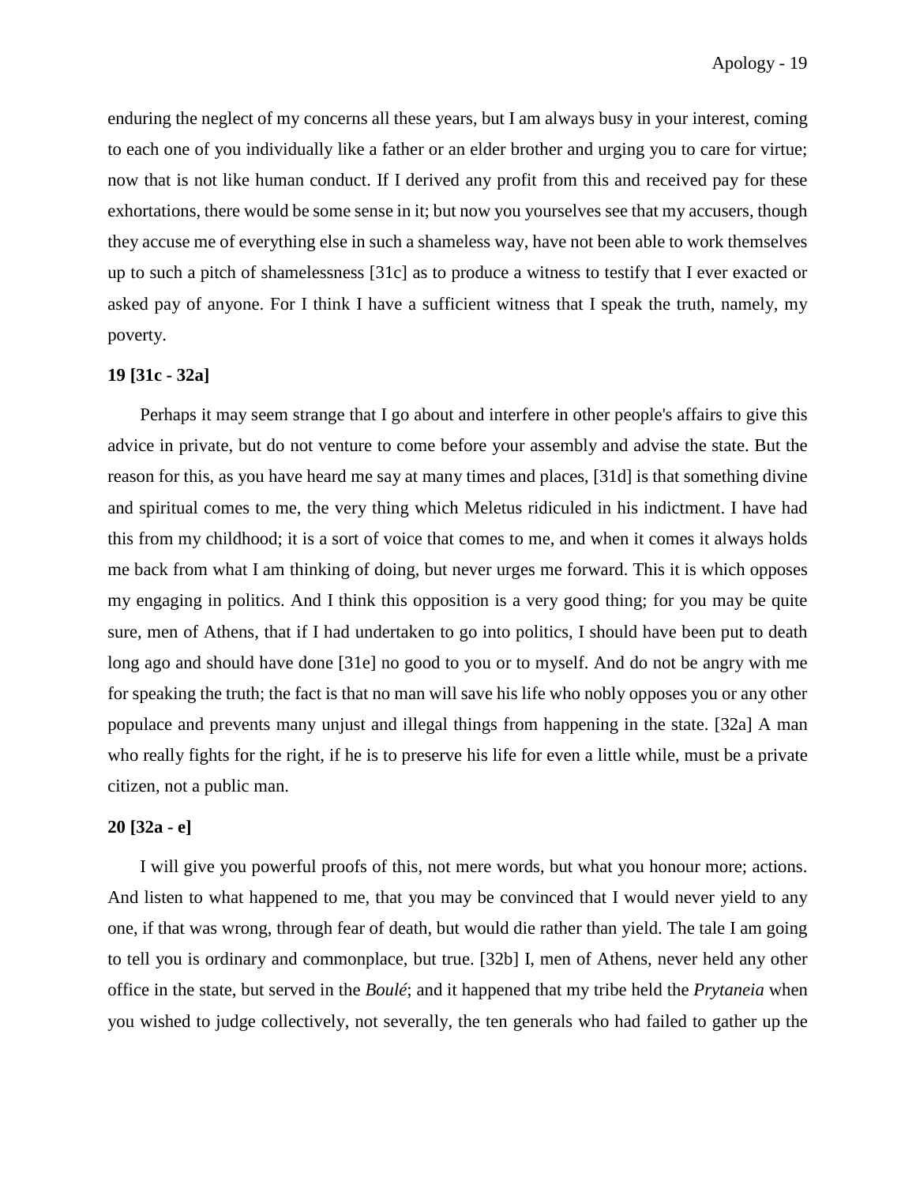enduring the neglect of my concerns all these years, but I am always busy in your interest, coming to each one of you individually like a father or an elder brother and urging you to care for virtue; now that is not like human conduct. If I derived any profit from this and received pay for these exhortations, there would be some sense in it; but now you yourselves see that my accusers, though they accuse me of everything else in such a shameless way, have not been able to work themselves up to such a pitch of shamelessness [31c] as to produce a witness to testify that I ever exacted or asked pay of anyone. For I think I have a sufficient witness that I speak the truth, namely, my poverty.

**19 [31c - 32a]**

Perhaps it may seem strange that I go about and interfere in other people's affairs to give this advice in private, but do not venture to come before your assembly and advise the state. But the reason for this, as you have heard me say at many times and places, [31d] is that something divine and spiritual comes to me, the very thing which Meletus ridiculed in his indictment. I have had this from my childhood; it is a sort of voice that comes to me, and when it comes it always holds me back from what I am thinking of doing, but never urges me forward. This it is which opposes my engaging in politics. And I think this opposition is a very good thing; for you may be quite sure, men of Athens, that if I had undertaken to go into politics, I should have been put to death long ago and should have done [31e] no good to you or to myself. And do not be angry with me for speaking the truth; the fact is that no man will save his life who nobly opposes you or any other populace and prevents many unjust and illegal things from happening in the state. [32a] A man who really fights for the right, if he is to preserve his life for even a little while, must be a private citizen, not a public man.

**20 [32a - e]**

I will give you powerful proofs of this, not mere words, but what you honour more; actions. And listen to what happened to me, that you may be convinced that I would never yield to any one, if that was wrong, through fear of death, but would die rather than yield. The tale I am going to tell you is ordinary and commonplace, but true. [32b] I, men of Athens, never held any other office in the state, but served in the *Boulé*; and it happened that my tribe held the *Prytaneia* when you wished to judge collectively, not severally, the ten generals who had failed to gather up the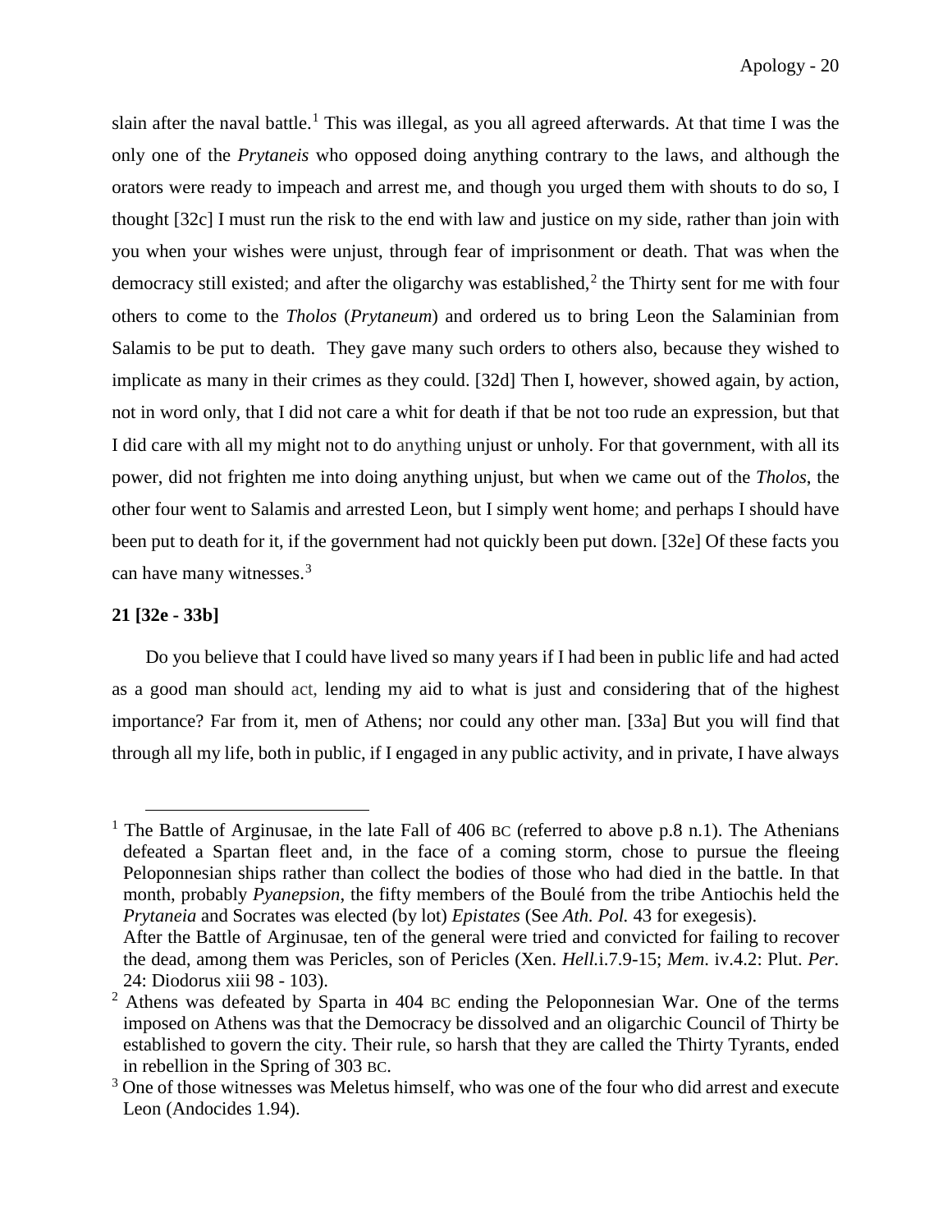slain after the naval battle.[1] This was illegal, as you all agreed afterwards. At that time I was the only one of the *Prytaneis* who opposed doing anything contrary to the laws, and although the orators were ready to impeach and arrest me, and though you urged them with shouts to do so, I thought [32c] I must run the risk to the end with law and justice on my side, rather than join with you when your wishes were unjust, through fear of imprisonment or death. That was when the democracy still existed; and after the oligarchy was established,[2] the Thirty sent for me with four others to come to the *Tholos* (*Prytaneum*) and ordered us to bring Leon the Salaminian from Salamis to be put to death. They gave many such orders to others also, because they wished to implicate as many in their crimes as they could. [32d] Then I, however, showed again, by action, not in word only, that I did not care a whit for death if that be not too rude an expression, but that I did care with all my might not to do anything unjust or unholy. For that government, with all its power, did not frighten me into doing anything unjust, but when we came out of the *Tholos*, the other four went to Salamis and arrested Leon, but I simply went home; and perhaps I should have been put to death for it, if the government had not quickly been put down. [32e] Of these facts you can have many witnesses.[3]

**21 [32e - 33b]**

Do you believe that I could have lived so many years if I had been in public life and had acted as a good man should act, lending my aid to what is just and considering that of the highest importance? Far from it, men of Athens; nor could any other man. [33a] But you will find that through all my life, both in public, if I engaged in any public activity, and in private, I have always

---

[1] The Battle of Arginusae, in the late Fall of 406 BC (referred to above p.8 n.1). The Athenians defeated a Spartan fleet and, in the face of a coming storm, chose to pursue the fleeing Peloponnesian ships rather than collect the bodies of those who had died in the battle. In that month, probably *Pyanepsion*, the fifty members of the Boulé from the tribe Antiochis held the *Prytaneia* and Socrates was elected (by lot) *Epistates* (See *Ath. Pol.* 43 for exegesis).
After the Battle of Arginusae, ten of the general were tried and convicted for failing to recover the dead, among them was Pericles, son of Pericles (Xen. *Hell.*i.7.9-15; *Mem.* iv.4.2: Plut. *Per.* 24: Diodorus xiii 98 - 103).

[2] Athens was defeated by Sparta in 404 BC ending the Peloponnesian War. One of the terms imposed on Athens was that the Democracy be dissolved and an oligarchic Council of Thirty be established to govern the city. Their rule, so harsh that they are called the Thirty Tyrants, ended in rebellion in the Spring of 303 BC.

[3] One of those witnesses was Meletus himself, who was one of the four who did arrest and execute Leon (Andocides 1.94).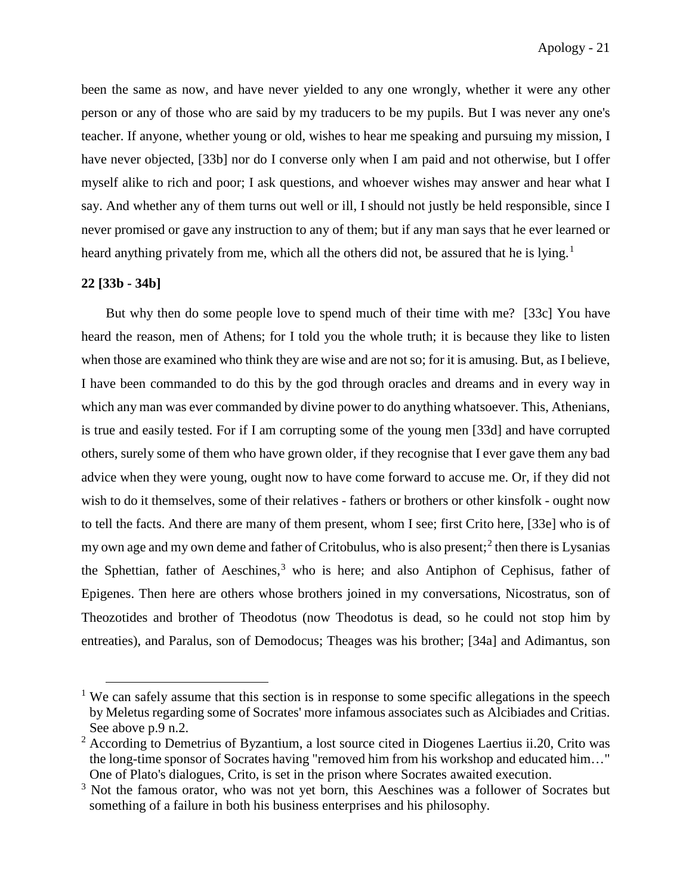been the same as now, and have never yielded to any one wrongly, whether it were any other person or any of those who are said by my traducers to be my pupils. But I was never any one's teacher. If anyone, whether young or old, wishes to hear me speaking and pursuing my mission, I have never objected, [33b] nor do I converse only when I am paid and not otherwise, but I offer myself alike to rich and poor; I ask questions, and whoever wishes may answer and hear what I say. And whether any of them turns out well or ill, I should not justly be held responsible, since I never promised or gave any instruction to any of them; but if any man says that he ever learned or heard anything privately from me, which all the others did not, be assured that he is lying.[1]

**22 [33b - 34b]**

But why then do some people love to spend much of their time with me? [33c] You have heard the reason, men of Athens; for I told you the whole truth; it is because they like to listen when those are examined who think they are wise and are not so; for it is amusing. But, as I believe, I have been commanded to do this by the god through oracles and dreams and in every way in which any man was ever commanded by divine power to do anything whatsoever. This, Athenians, is true and easily tested. For if I am corrupting some of the young men [33d] and have corrupted others, surely some of them who have grown older, if they recognise that I ever gave them any bad advice when they were young, ought now to have come forward to accuse me. Or, if they did not wish to do it themselves, some of their relatives - fathers or brothers or other kinsfolk - ought now to tell the facts. And there are many of them present, whom I see; first Crito here, [33e] who is of my own age and my own deme and father of Critobulus, who is also present;[2] then there is Lysanias the Sphettian, father of Aeschines,[3] who is here; and also Antiphon of Cephisus, father of Epigenes. Then here are others whose brothers joined in my conversations, Nicostratus, son of Theozotides and brother of Theodotus (now Theodotus is dead, so he could not stop him by entreaties), and Paralus, son of Demodocus; Theages was his brother; [34a] and Adimantus, son

[1] We can safely assume that this section is in response to some specific allegations in the speech by Meletus regarding some of Socrates' more infamous associates such as Alcibiades and Critias. See above p.9 n.2.

[2] According to Demetrius of Byzantium, a lost source cited in Diogenes Laertius ii.20, Crito was the long-time sponsor of Socrates having "removed him from his workshop and educated him…" One of Plato's dialogues, Crito, is set in the prison where Socrates awaited execution.

[3] Not the famous orator, who was not yet born, this Aeschines was a follower of Socrates but something of a failure in both his business enterprises and his philosophy.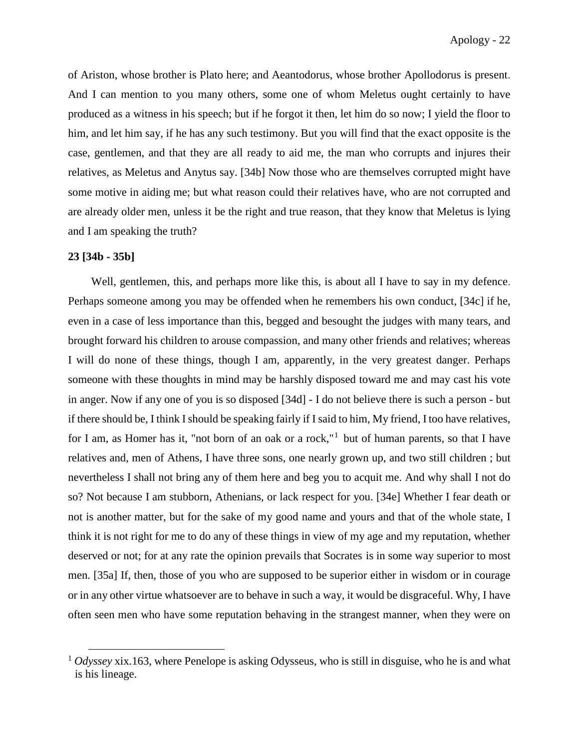of Ariston, whose brother is Plato here; and Aeantodorus, whose brother Apollodorus is present. And I can mention to you many others, some one of whom Meletus ought certainly to have produced as a witness in his speech; but if he forgot it then, let him do so now; I yield the floor to him, and let him say, if he has any such testimony. But you will find that the exact opposite is the case, gentlemen, and that they are all ready to aid me, the man who corrupts and injures their relatives, as Meletus and Anytus say. [34b] Now those who are themselves corrupted might have some motive in aiding me; but what reason could their relatives have, who are not corrupted and are already older men, unless it be the right and true reason, that they know that Meletus is lying and I am speaking the truth?

**23 [34b - 35b]**

Well, gentlemen, this, and perhaps more like this, is about all I have to say in my defence. Perhaps someone among you may be offended when he remembers his own conduct, [34c] if he, even in a case of less importance than this, begged and besought the judges with many tears, and brought forward his children to arouse compassion, and many other friends and relatives; whereas I will do none of these things, though I am, apparently, in the very greatest danger. Perhaps someone with these thoughts in mind may be harshly disposed toward me and may cast his vote in anger. Now if any one of you is so disposed [34d] - I do not believe there is such a person - but if there should be, I think I should be speaking fairly if I said to him, My friend, I too have relatives, for I am, as Homer has it, "not born of an oak or a rock,"[1] but of human parents, so that I have relatives and, men of Athens, I have three sons, one nearly grown up, and two still children ; but nevertheless I shall not bring any of them here and beg you to acquit me. And why shall I not do so? Not because I am stubborn, Athenians, or lack respect for you. [34e] Whether I fear death or not is another matter, but for the sake of my good name and yours and that of the whole state, I think it is not right for me to do any of these things in view of my age and my reputation, whether deserved or not; for at any rate the opinion prevails that Socrates is in some way superior to most men. [35a] If, then, those of you who are supposed to be superior either in wisdom or in courage or in any other virtue whatsoever are to behave in such a way, it would be disgraceful. Why, I have often seen men who have some reputation behaving in the strangest manner, when they were on

[1] *Odyssey* xix.163, where Penelope is asking Odysseus, who is still in disguise, who he is and what is his lineage.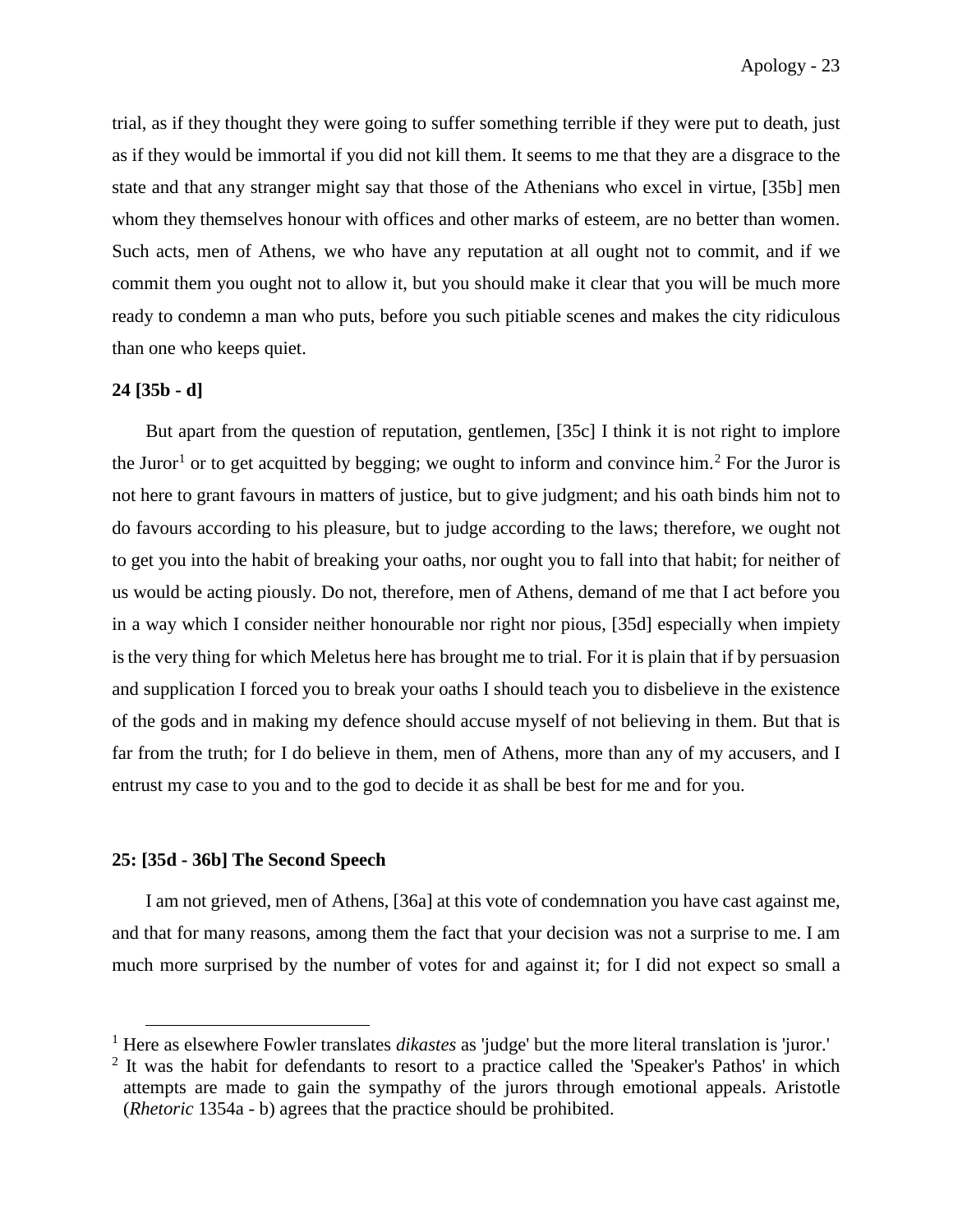trial, as if they thought they were going to suffer something terrible if they were put to death, just as if they would be immortal if you did not kill them. It seems to me that they are a disgrace to the state and that any stranger might say that those of the Athenians who excel in virtue, [35b] men whom they themselves honour with offices and other marks of esteem, are no better than women. Such acts, men of Athens, we who have any reputation at all ought not to commit, and if we commit them you ought not to allow it, but you should make it clear that you will be much more ready to condemn a man who puts, before you such pitiable scenes and makes the city ridiculous than one who keeps quiet.

**24 [35b - d]**

But apart from the question of reputation, gentlemen, [35c] I think it is not right to implore the Juror[1] or to get acquitted by begging; we ought to inform and convince him.[2] For the Juror is not here to grant favours in matters of justice, but to give judgment; and his oath binds him not to do favours according to his pleasure, but to judge according to the laws; therefore, we ought not to get you into the habit of breaking your oaths, nor ought you to fall into that habit; for neither of us would be acting piously. Do not, therefore, men of Athens, demand of me that I act before you in a way which I consider neither honourable nor right nor pious, [35d] especially when impiety is the very thing for which Meletus here has brought me to trial. For it is plain that if by persuasion and supplication I forced you to break your oaths I should teach you to disbelieve in the existence of the gods and in making my defence should accuse myself of not believing in them. But that is far from the truth; for I do believe in them, men of Athens, more than any of my accusers, and I entrust my case to you and to the god to decide it as shall be best for me and for you.

**25: [35d - 36b] The Second Speech**

I am not grieved, men of Athens, [36a] at this vote of condemnation you have cast against me, and that for many reasons, among them the fact that your decision was not a surprise to me. I am much more surprised by the number of votes for and against it; for I did not expect so small a

---

[1] Here as elsewhere Fowler translates *dikastes* as 'judge' but the more literal translation is 'juror.'

[2] It was the habit for defendants to resort to a practice called the 'Speaker's Pathos' in which attempts are made to gain the sympathy of the jurors through emotional appeals. Aristotle (*Rhetoric* 1354a - b) agrees that the practice should be prohibited.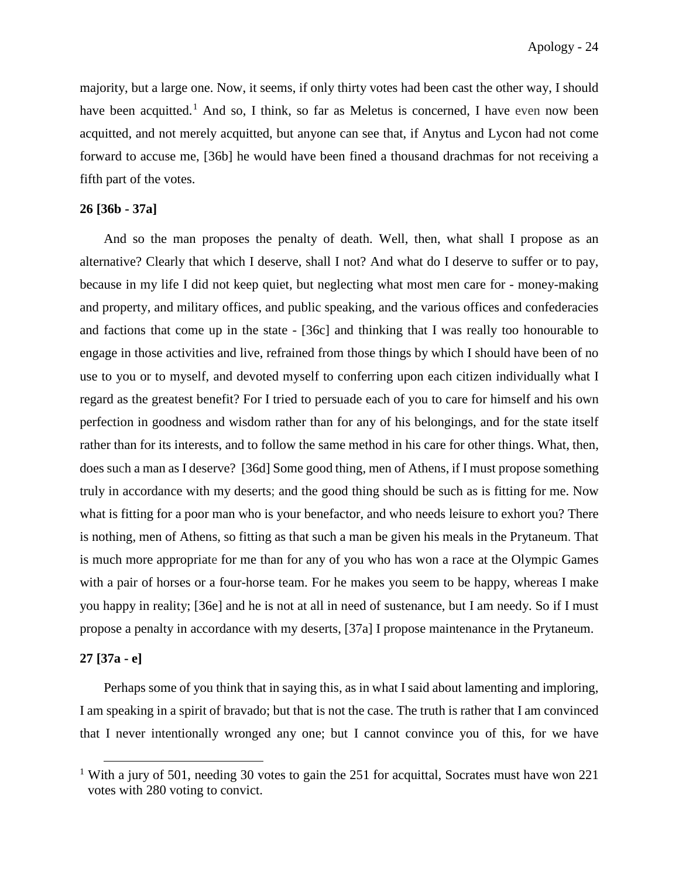majority, but a large one. Now, it seems, if only thirty votes had been cast the other way, I should have been acquitted.[1] And so, I think, so far as Meletus is concerned, I have even now been acquitted, and not merely acquitted, but anyone can see that, if Anytus and Lycon had not come forward to accuse me, [36b] he would have been fined a thousand drachmas for not receiving a fifth part of the votes.

**26 [36b - 37a]**

And so the man proposes the penalty of death. Well, then, what shall I propose as an alternative? Clearly that which I deserve, shall I not? And what do I deserve to suffer or to pay, because in my life I did not keep quiet, but neglecting what most men care for - money-making and property, and military offices, and public speaking, and the various offices and confederacies and factions that come up in the state - [36c] and thinking that I was really too honourable to engage in those activities and live, refrained from those things by which I should have been of no use to you or to myself, and devoted myself to conferring upon each citizen individually what I regard as the greatest benefit? For I tried to persuade each of you to care for himself and his own perfection in goodness and wisdom rather than for any of his belongings, and for the state itself rather than for its interests, and to follow the same method in his care for other things. What, then, does such a man as I deserve? [36d] Some good thing, men of Athens, if I must propose something truly in accordance with my deserts; and the good thing should be such as is fitting for me. Now what is fitting for a poor man who is your benefactor, and who needs leisure to exhort you? There is nothing, men of Athens, so fitting as that such a man be given his meals in the Prytaneum. That is much more appropriate for me than for any of you who has won a race at the Olympic Games with a pair of horses or a four-horse team. For he makes you seem to be happy, whereas I make you happy in reality; [36e] and he is not at all in need of sustenance, but I am needy. So if I must propose a penalty in accordance with my deserts, [37a] I propose maintenance in the Prytaneum.

**27 [37a - e]**

Perhaps some of you think that in saying this, as in what I said about lamenting and imploring, I am speaking in a spirit of bravado; but that is not the case. The truth is rather that I am convinced that I never intentionally wronged any one; but I cannot convince you of this, for we have

[1] With a jury of 501, needing 30 votes to gain the 251 for acquittal, Socrates must have won 221 votes with 280 voting to convict.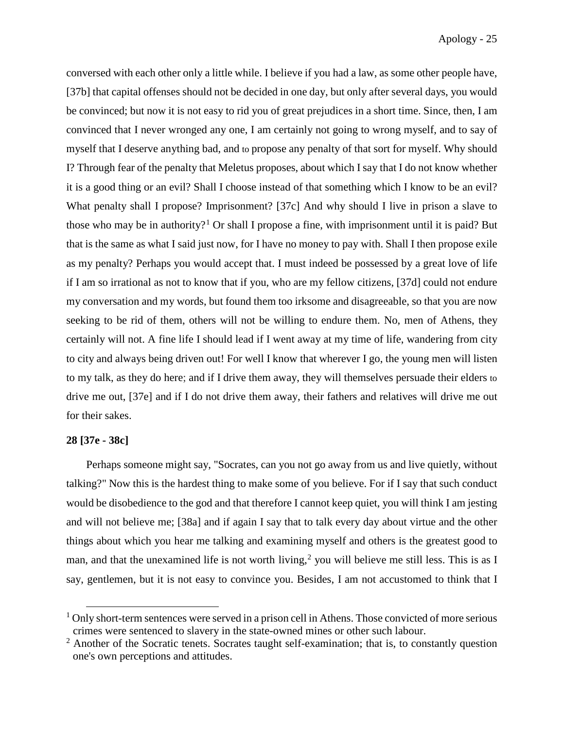conversed with each other only a little while. I believe if you had a law, as some other people have, [37b] that capital offenses should not be decided in one day, but only after several days, you would be convinced; but now it is not easy to rid you of great prejudices in a short time. Since, then, I am convinced that I never wronged any one, I am certainly not going to wrong myself, and to say of myself that I deserve anything bad, and to propose any penalty of that sort for myself. Why should I? Through fear of the penalty that Meletus proposes, about which I say that I do not know whether it is a good thing or an evil? Shall I choose instead of that something which I know to be an evil? What penalty shall I propose? Imprisonment? [37c] And why should I live in prison a slave to those who may be in authority?[1] Or shall I propose a fine, with imprisonment until it is paid? But that is the same as what I said just now, for I have no money to pay with. Shall I then propose exile as my penalty? Perhaps you would accept that. I must indeed be possessed by a great love of life if I am so irrational as not to know that if you, who are my fellow citizens, [37d] could not endure my conversation and my words, but found them too irksome and disagreeable, so that you are now seeking to be rid of them, others will not be willing to endure them. No, men of Athens, they certainly will not. A fine life I should lead if I went away at my time of life, wandering from city to city and always being driven out! For well I know that wherever I go, the young men will listen to my talk, as they do here; and if I drive them away, they will themselves persuade their elders to drive me out, [37e] and if I do not drive them away, their fathers and relatives will drive me out for their sakes.

**28 [37e - 38c]**

Perhaps someone might say, "Socrates, can you not go away from us and live quietly, without talking?" Now this is the hardest thing to make some of you believe. For if I say that such conduct would be disobedience to the god and that therefore I cannot keep quiet, you will think I am jesting and will not believe me; [38a] and if again I say that to talk every day about virtue and the other things about which you hear me talking and examining myself and others is the greatest good to man, and that the unexamined life is not worth living,[2] you will believe me still less. This is as I say, gentlemen, but it is not easy to convince you. Besides, I am not accustomed to think that I

---

[1] Only short-term sentences were served in a prison cell in Athens. Those convicted of more serious crimes were sentenced to slavery in the state-owned mines or other such labour.

[2] Another of the Socratic tenets. Socrates taught self-examination; that is, to constantly question one's own perceptions and attitudes.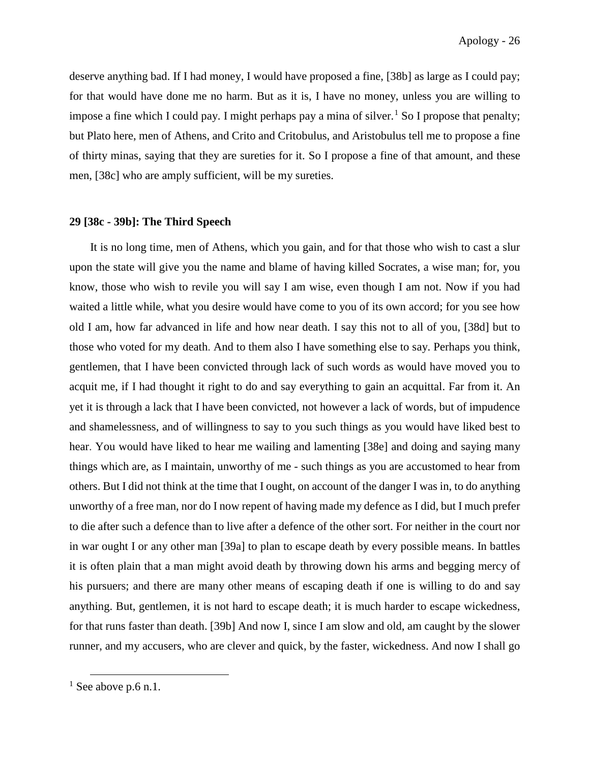deserve anything bad. If I had money, I would have proposed a fine, [38b] as large as I could pay; for that would have done me no harm. But as it is, I have no money, unless you are willing to impose a fine which I could pay. I might perhaps pay a mina of silver.[1] So I propose that penalty; but Plato here, men of Athens, and Crito and Critobulus, and Aristobulus tell me to propose a fine of thirty minas, saying that they are sureties for it. So I propose a fine of that amount, and these men, [38c] who are amply sufficient, will be my sureties.

**29 [38c - 39b]: The Third Speech**

It is no long time, men of Athens, which you gain, and for that those who wish to cast a slur upon the state will give you the name and blame of having killed Socrates, a wise man; for, you know, those who wish to revile you will say I am wise, even though I am not. Now if you had waited a little while, what you desire would have come to you of its own accord; for you see how old I am, how far advanced in life and how near death. I say this not to all of you, [38d] but to those who voted for my death. And to them also I have something else to say. Perhaps you think, gentlemen, that I have been convicted through lack of such words as would have moved you to acquit me, if I had thought it right to do and say everything to gain an acquittal. Far from it. An yet it is through a lack that I have been convicted, not however a lack of words, but of impudence and shamelessness, and of willingness to say to you such things as you would have liked best to hear. You would have liked to hear me wailing and lamenting [38e] and doing and saying many things which are, as I maintain, unworthy of me - such things as you are accustomed to hear from others. But I did not think at the time that I ought, on account of the danger I was in, to do anything unworthy of a free man, nor do I now repent of having made my defence as I did, but I much prefer to die after such a defence than to live after a defence of the other sort. For neither in the court nor in war ought I or any other man [39a] to plan to escape death by every possible means. In battles it is often plain that a man might avoid death by throwing down his arms and begging mercy of his pursuers; and there are many other means of escaping death if one is willing to do and say anything. But, gentlemen, it is not hard to escape death; it is much harder to escape wickedness, for that runs faster than death. [39b] And now I, since I am slow and old, am caught by the slower runner, and my accusers, who are clever and quick, by the faster, wickedness. And now I shall go

---

[1] See above p.6 n.1.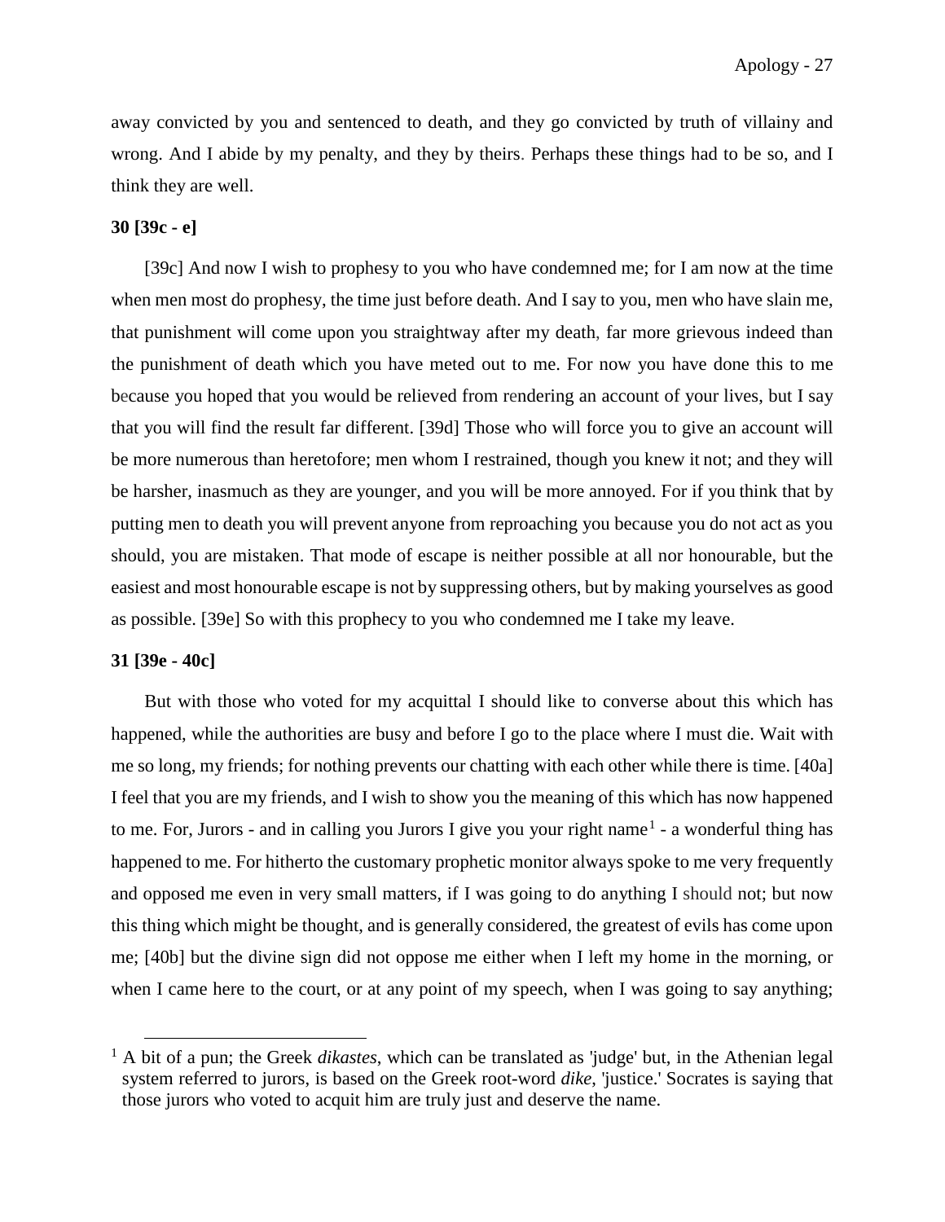away convicted by you and sentenced to death, and they go convicted by truth of villainy and wrong. And I abide by my penalty, and they by theirs. Perhaps these things had to be so, and I think they are well.

**30 [39c - e]**

[39c] And now I wish to prophesy to you who have condemned me; for I am now at the time when men most do prophesy, the time just before death. And I say to you, men who have slain me, that punishment will come upon you straightway after my death, far more grievous indeed than the punishment of death which you have meted out to me. For now you have done this to me because you hoped that you would be relieved from rendering an account of your lives, but I say that you will find the result far different. [39d] Those who will force you to give an account will be more numerous than heretofore; men whom I restrained, though you knew it not; and they will be harsher, inasmuch as they are younger, and you will be more annoyed. For if you think that by putting men to death you will prevent anyone from reproaching you because you do not act as you should, you are mistaken. That mode of escape is neither possible at all nor honourable, but the easiest and most honourable escape is not by suppressing others, but by making yourselves as good as possible. [39e] So with this prophecy to you who condemned me I take my leave.

**31 [39e - 40c]**

But with those who voted for my acquittal I should like to converse about this which has happened, while the authorities are busy and before I go to the place where I must die. Wait with me so long, my friends; for nothing prevents our chatting with each other while there is time. [40a] I feel that you are my friends, and I wish to show you the meaning of this which has now happened to me. For, Jurors - and in calling you Jurors I give you your right name[1] - a wonderful thing has happened to me. For hitherto the customary prophetic monitor always spoke to me very frequently and opposed me even in very small matters, if I was going to do anything I should not; but now this thing which might be thought, and is generally considered, the greatest of evils has come upon me; [40b] but the divine sign did not oppose me either when I left my home in the morning, or when I came here to the court, or at any point of my speech, when I was going to say anything;

[1] A bit of a pun; the Greek *dikastes*, which can be translated as 'judge' but, in the Athenian legal system referred to jurors, is based on the Greek root-word *dike*, 'justice.' Socrates is saying that those jurors who voted to acquit him are truly just and deserve the name.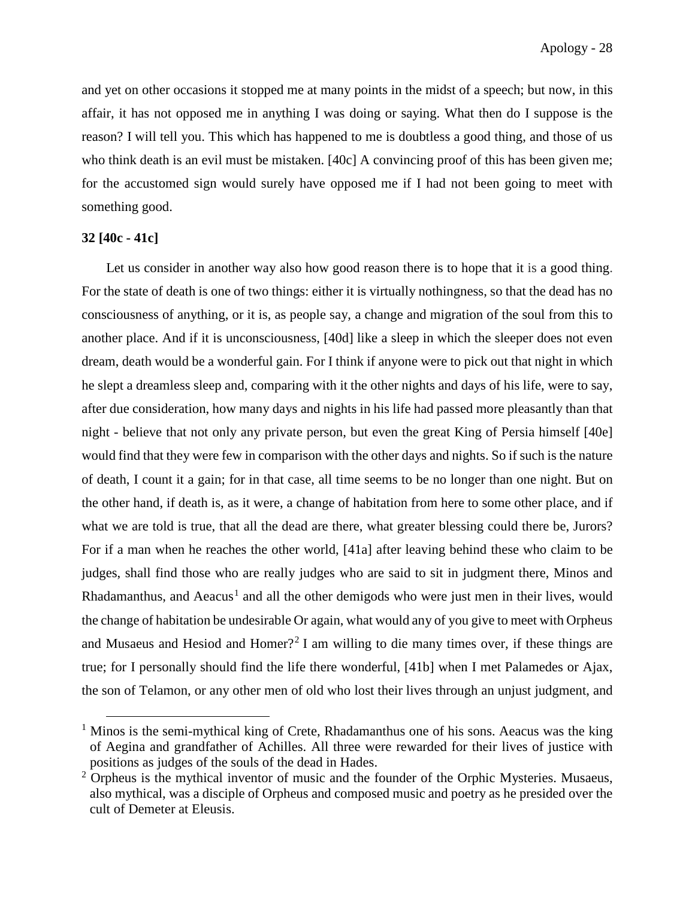and yet on other occasions it stopped me at many points in the midst of a speech; but now, in this affair, it has not opposed me in anything I was doing or saying. What then do I suppose is the reason? I will tell you. This which has happened to me is doubtless a good thing, and those of us who think death is an evil must be mistaken. [40c] A convincing proof of this has been given me; for the accustomed sign would surely have opposed me if I had not been going to meet with something good.

**32 [40c - 41c]**

Let us consider in another way also how good reason there is to hope that it is a good thing. For the state of death is one of two things: either it is virtually nothingness, so that the dead has no consciousness of anything, or it is, as people say, a change and migration of the soul from this to another place. And if it is unconsciousness, [40d] like a sleep in which the sleeper does not even dream, death would be a wonderful gain. For I think if anyone were to pick out that night in which he slept a dreamless sleep and, comparing with it the other nights and days of his life, were to say, after due consideration, how many days and nights in his life had passed more pleasantly than that night - believe that not only any private person, but even the great King of Persia himself [40e] would find that they were few in comparison with the other days and nights. So if such is the nature of death, I count it a gain; for in that case, all time seems to be no longer than one night. But on the other hand, if death is, as it were, a change of habitation from here to some other place, and if what we are told is true, that all the dead are there, what greater blessing could there be, Jurors? For if a man when he reaches the other world, [41a] after leaving behind these who claim to be judges, shall find those who are really judges who are said to sit in judgment there, Minos and Rhadamanthus, and Aeacus[1] and all the other demigods who were just men in their lives, would the change of habitation be undesirable Or again, what would any of you give to meet with Orpheus and Musaeus and Hesiod and Homer?[2] I am willing to die many times over, if these things are true; for I personally should find the life there wonderful, [41b] when I met Palamedes or Ajax, the son of Telamon, or any other men of old who lost their lives through an unjust judgment, and

---

[1] Minos is the semi-mythical king of Crete, Rhadamanthus one of his sons. Aeacus was the king of Aegina and grandfather of Achilles. All three were rewarded for their lives of justice with positions as judges of the souls of the dead in Hades.

[2] Orpheus is the mythical inventor of music and the founder of the Orphic Mysteries. Musaeus, also mythical, was a disciple of Orpheus and composed music and poetry as he presided over the cult of Demeter at Eleusis.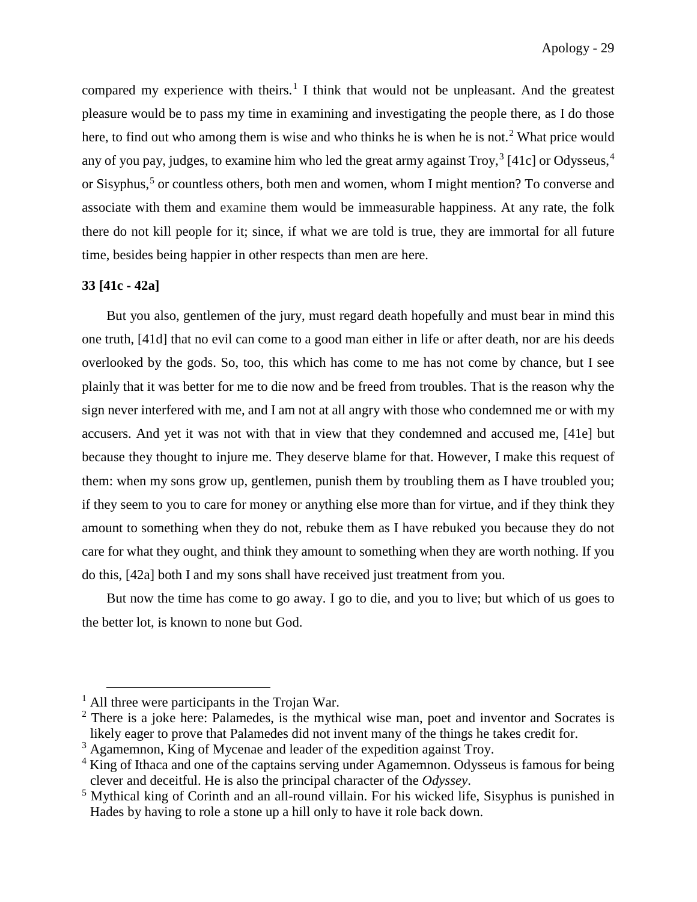compared my experience with theirs.[1] I think that would not be unpleasant. And the greatest pleasure would be to pass my time in examining and investigating the people there, as I do those here, to find out who among them is wise and who thinks he is when he is not.[2] What price would any of you pay, judges, to examine him who led the great army against Troy,[3] [41c] or Odysseus,[4] or Sisyphus,[5] or countless others, both men and women, whom I might mention? To converse and associate with them and examine them would be immeasurable happiness. At any rate, the folk there do not kill people for it; since, if what we are told is true, they are immortal for all future time, besides being happier in other respects than men are here.

**33 [41c - 42a]**

But you also, gentlemen of the jury, must regard death hopefully and must bear in mind this one truth, [41d] that no evil can come to a good man either in life or after death, nor are his deeds overlooked by the gods. So, too, this which has come to me has not come by chance, but I see plainly that it was better for me to die now and be freed from troubles. That is the reason why the sign never interfered with me, and I am not at all angry with those who condemned me or with my accusers. And yet it was not with that in view that they condemned and accused me, [41e] but because they thought to injure me. They deserve blame for that. However, I make this request of them: when my sons grow up, gentlemen, punish them by troubling them as I have troubled you; if they seem to you to care for money or anything else more than for virtue, and if they think they amount to something when they do not, rebuke them as I have rebuked you because they do not care for what they ought, and think they amount to something when they are worth nothing. If you do this, [42a] both I and my sons shall have received just treatment from you.

But now the time has come to go away. I go to die, and you to live; but which of us goes to the better lot, is known to none but God.

---

[1] All three were participants in the Trojan War.

[2] There is a joke here: Palamedes, is the mythical wise man, poet and inventor and Socrates is likely eager to prove that Palamedes did not invent many of the things he takes credit for.

[3] Agamemnon, King of Mycenae and leader of the expedition against Troy.

[4] King of Ithaca and one of the captains serving under Agamemnon. Odysseus is famous for being clever and deceitful. He is also the principal character of the *Odyssey*.

[5] Mythical king of Corinth and an all-round villain. For his wicked life, Sisyphus is punished in Hades by having to role a stone up a hill only to have it role back down.